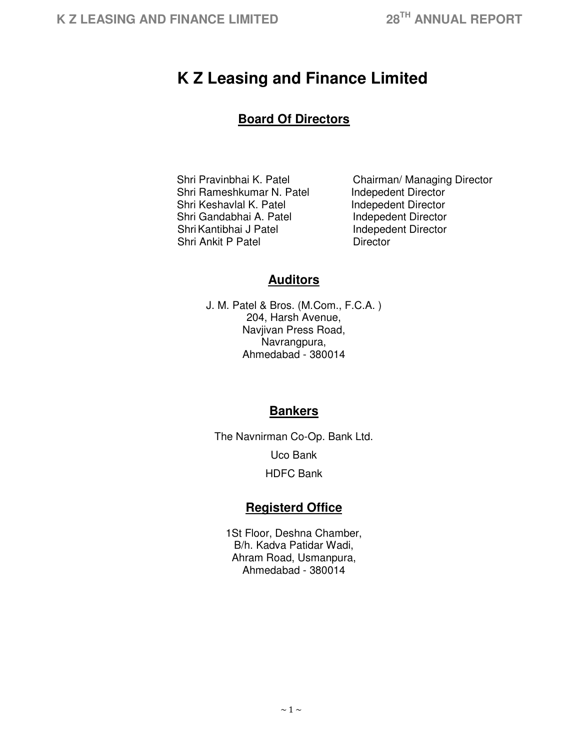# K Z Leasing and Finance Limited

## Board Of Directors

| | |
|---|---|
| Shri Pravinbhai K. Patel | Chairman/ Managing Director |
| Shri Rameshkumar N. Patel | Indepedent Director |
| Shri Keshavlal K. Patel | Indepedent Director |
| Shri Gandabhai A. Patel | Indepedent Director |
| Shri Kantibhai J Patel | Indepedent Director |
| Shri Ankit P Patel | Director |

## Auditors

J. M. Patel & Bros. (M.Com., F.C.A. )
204, Harsh Avenue,
Navjivan Press Road,
Navrangpura,
Ahmedabad - 380014

## Bankers

The Navnirman Co-Op. Bank Ltd.

Uco Bank

HDFC Bank

## Registerd Office

1St Floor, Deshna Chamber,
B/h. Kadva Patidar Wadi,
Ahram Road, Usmanpura,
Ahmedabad - 380014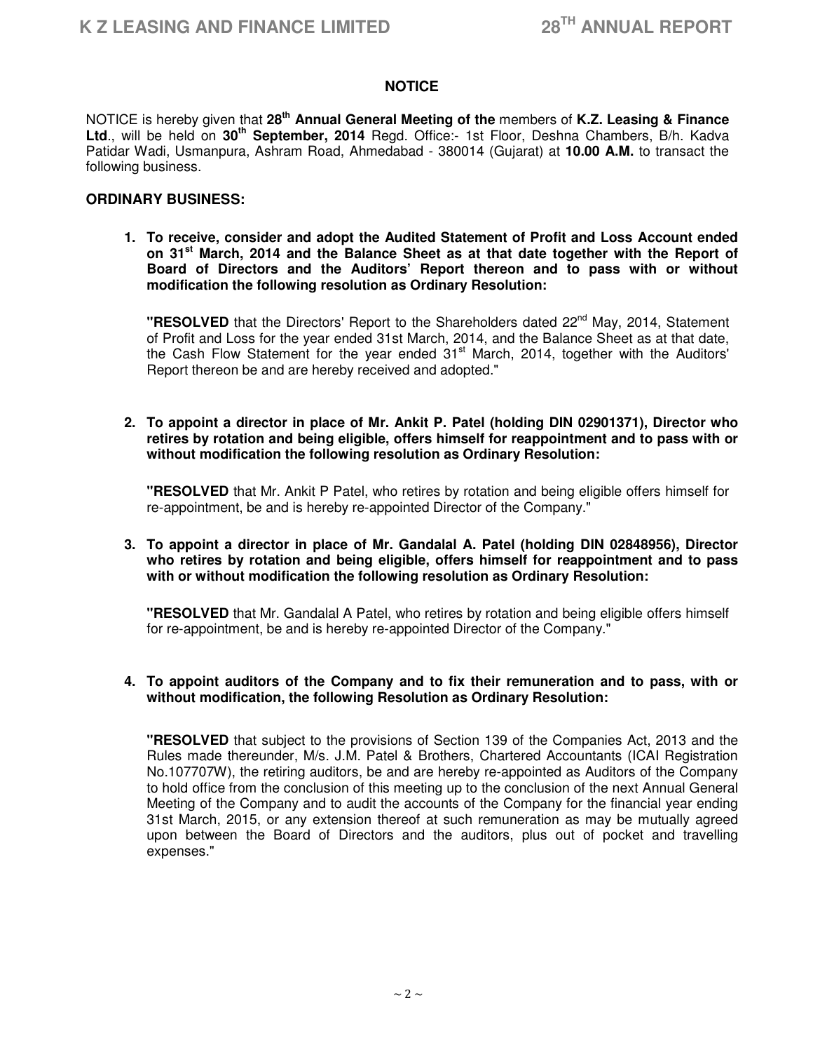# NOTICE

NOTICE is hereby given that **28th Annual General Meeting of the** members of **K.Z. Leasing & Finance Ltd**., will be held on **30th September, 2014** Regd. Office:- 1st Floor, Deshna Chambers, B/h. Kadva Patidar Wadi, Usmanpura, Ashram Road, Ahmedabad - 380014 (Gujarat) at **10.00 A.M.** to transact the following business.

## ORDINARY BUSINESS:

1. **To receive, consider and adopt the Audited Statement of Profit and Loss Account ended on 31st March, 2014 and the Balance Sheet as at that date together with the Report of Board of Directors and the Auditors' Report thereon and to pass with or without modification the following resolution as Ordinary Resolution:**

   **"RESOLVED** that the Directors' Report to the Shareholders dated 22nd May, 2014, Statement of Profit and Loss for the year ended 31st March, 2014, and the Balance Sheet as at that date, the Cash Flow Statement for the year ended 31st March, 2014, together with the Auditors' Report thereon be and are hereby received and adopted."

2. **To appoint a director in place of Mr. Ankit P. Patel (holding DIN 02901371), Director who retires by rotation and being eligible, offers himself for reappointment and to pass with or without modification the following resolution as Ordinary Resolution:**

   **"RESOLVED** that Mr. Ankit P Patel, who retires by rotation and being eligible offers himself for re-appointment, be and is hereby re-appointed Director of the Company."

3. **To appoint a director in place of Mr. Gandalal A. Patel (holding DIN 02848956), Director who retires by rotation and being eligible, offers himself for reappointment and to pass with or without modification the following resolution as Ordinary Resolution:**

   **"RESOLVED** that Mr. Gandalal A Patel, who retires by rotation and being eligible offers himself for re-appointment, be and is hereby re-appointed Director of the Company."

4. **To appoint auditors of the Company and to fix their remuneration and to pass, with or without modification, the following Resolution as Ordinary Resolution:**

   **"RESOLVED** that subject to the provisions of Section 139 of the Companies Act, 2013 and the Rules made thereunder, M/s. J.M. Patel & Brothers, Chartered Accountants (ICAI Registration No.107707W), the retiring auditors, be and are hereby re-appointed as Auditors of the Company to hold office from the conclusion of this meeting up to the conclusion of the next Annual General Meeting of the Company and to audit the accounts of the Company for the financial year ending 31st March, 2015, or any extension thereof at such remuneration as may be mutually agreed upon between the Board of Directors and the auditors, plus out of pocket and travelling expenses."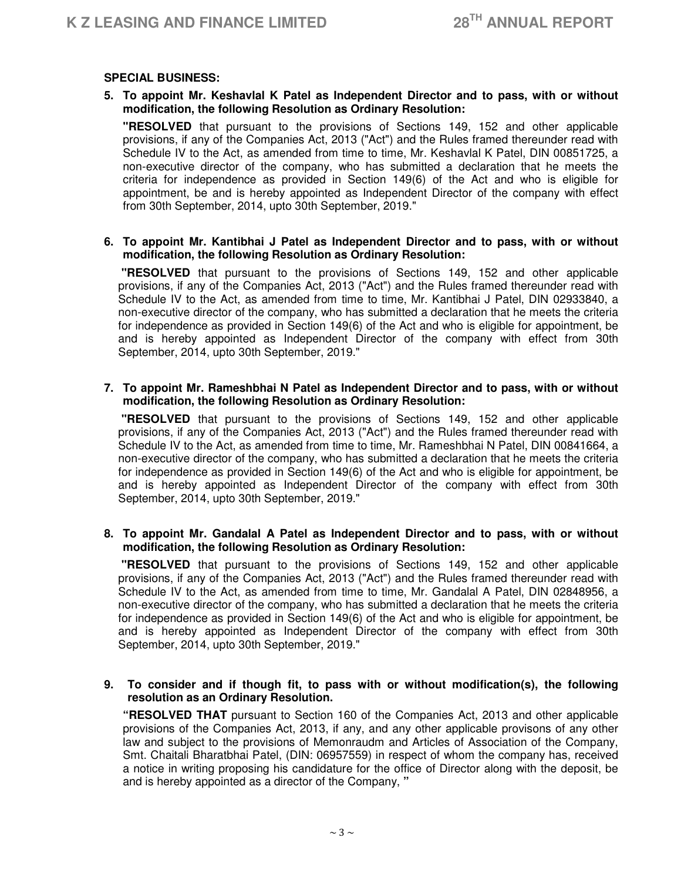**SPECIAL BUSINESS:**

5. **To appoint Mr. Keshavlal K Patel as Independent Director and to pass, with or without modification, the following Resolution as Ordinary Resolution:**

   **"RESOLVED** that pursuant to the provisions of Sections 149, 152 and other applicable provisions, if any of the Companies Act, 2013 ("Act") and the Rules framed thereunder read with Schedule IV to the Act, as amended from time to time, Mr. Keshavlal K Patel, DIN 00851725, a non-executive director of the company, who has submitted a declaration that he meets the criteria for independence as provided in Section 149(6) of the Act and who is eligible for appointment, be and is hereby appointed as Independent Director of the company with effect from 30th September, 2014, upto 30th September, 2019."

6. **To appoint Mr. Kantibhai J Patel as Independent Director and to pass, with or without modification, the following Resolution as Ordinary Resolution:**

   **"RESOLVED** that pursuant to the provisions of Sections 149, 152 and other applicable provisions, if any of the Companies Act, 2013 ("Act") and the Rules framed thereunder read with Schedule IV to the Act, as amended from time to time, Mr. Kantibhai J Patel, DIN 02933840, a non-executive director of the company, who has submitted a declaration that he meets the criteria for independence as provided in Section 149(6) of the Act and who is eligible for appointment, be and is hereby appointed as Independent Director of the company with effect from 30th September, 2014, upto 30th September, 2019."

7. **To appoint Mr. Rameshbhai N Patel as Independent Director and to pass, with or without modification, the following Resolution as Ordinary Resolution:**

   **"RESOLVED** that pursuant to the provisions of Sections 149, 152 and other applicable provisions, if any of the Companies Act, 2013 ("Act") and the Rules framed thereunder read with Schedule IV to the Act, as amended from time to time, Mr. Rameshbhai N Patel, DIN 00841664, a non-executive director of the company, who has submitted a declaration that he meets the criteria for independence as provided in Section 149(6) of the Act and who is eligible for appointment, be and is hereby appointed as Independent Director of the company with effect from 30th September, 2014, upto 30th September, 2019."

8. **To appoint Mr. Gandalal A Patel as Independent Director and to pass, with or without modification, the following Resolution as Ordinary Resolution:**

   **"RESOLVED** that pursuant to the provisions of Sections 149, 152 and other applicable provisions, if any of the Companies Act, 2013 ("Act") and the Rules framed thereunder read with Schedule IV to the Act, as amended from time to time, Mr. Gandalal A Patel, DIN 02848956, a non-executive director of the company, who has submitted a declaration that he meets the criteria for independence as provided in Section 149(6) of the Act and who is eligible for appointment, be and is hereby appointed as Independent Director of the company with effect from 30th September, 2014, upto 30th September, 2019."

9. **To consider and if though fit, to pass with or without modification(s), the following resolution as an Ordinary Resolution.**

   **"RESOLVED THAT** pursuant to Section 160 of the Companies Act, 2013 and other applicable provisions of the Companies Act, 2013, if any, and any other applicable provisons of any other law and subject to the provisions of Memonraudm and Articles of Association of the Company, Smt. Chaitali Bharatbhai Patel, (DIN: 06957559) in respect of whom the company has, received a notice in writing proposing his candidature for the office of Director along with the deposit, be and is hereby appointed as a director of the Company, "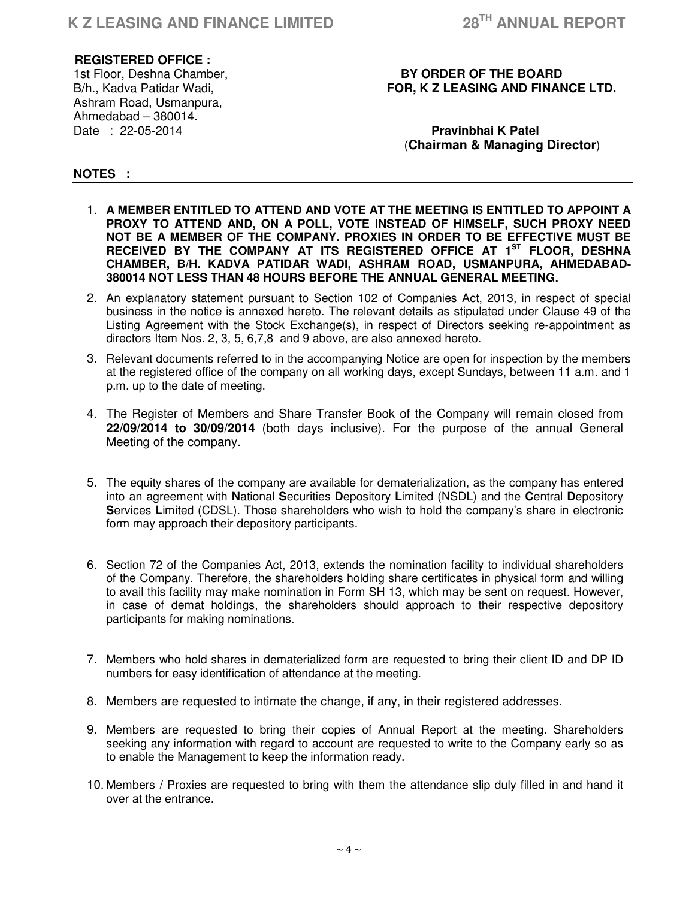**REGISTERED OFFICE :**
1st Floor, Deshna Chamber,
B/h., Kadva Patidar Wadi,
Ashram Road, Usmanpura,
Ahmedabad – 380014.
Date : 22-05-2014

**BY ORDER OF THE BOARD**
**FOR, K Z LEASING AND FINANCE LTD.**

**Pravinbhai K Patel**
(**Chairman & Managing Director**)

**NOTES :**

1. **A MEMBER ENTITLED TO ATTEND AND VOTE AT THE MEETING IS ENTITLED TO APPOINT A PROXY TO ATTEND AND, ON A POLL, VOTE INSTEAD OF HIMSELF, SUCH PROXY NEED NOT BE A MEMBER OF THE COMPANY. PROXIES IN ORDER TO BE EFFECTIVE MUST BE RECEIVED BY THE COMPANY AT ITS REGISTERED OFFICE AT 1ST FLOOR, DESHNA CHAMBER, B/H. KADVA PATIDAR WADI, ASHRAM ROAD, USMANPURA, AHMEDABAD-380014 NOT LESS THAN 48 HOURS BEFORE THE ANNUAL GENERAL MEETING.**
2. An explanatory statement pursuant to Section 102 of Companies Act, 2013, in respect of special business in the notice is annexed hereto. The relevant details as stipulated under Clause 49 of the Listing Agreement with the Stock Exchange(s), in respect of Directors seeking re-appointment as directors Item Nos. 2, 3, 5, 6,7,8 and 9 above, are also annexed hereto.
3. Relevant documents referred to in the accompanying Notice are open for inspection by the members at the registered office of the company on all working days, except Sundays, between 11 a.m. and 1 p.m. up to the date of meeting.
4. The Register of Members and Share Transfer Book of the Company will remain closed from **22/09/2014 to 30/09/2014** (both days inclusive). For the purpose of the annual General Meeting of the company.
5. The equity shares of the company are available for dematerialization, as the company has entered into an agreement with **N**ational **S**ecurities **D**epository **L**imited (NSDL) and the **C**entral **D**epository **S**ervices **L**imited (CDSL). Those shareholders who wish to hold the company's share in electronic form may approach their depository participants.
6. Section 72 of the Companies Act, 2013, extends the nomination facility to individual shareholders of the Company. Therefore, the shareholders holding share certificates in physical form and willing to avail this facility may make nomination in Form SH 13, which may be sent on request. However, in case of demat holdings, the shareholders should approach to their respective depository participants for making nominations.
7. Members who hold shares in dematerialized form are requested to bring their client ID and DP ID numbers for easy identification of attendance at the meeting.
8. Members are requested to intimate the change, if any, in their registered addresses.
9. Members are requested to bring their copies of Annual Report at the meeting. Shareholders seeking any information with regard to account are requested to write to the Company early so as to enable the Management to keep the information ready.
10. Members / Proxies are requested to bring with them the attendance slip duly filled in and hand it over at the entrance.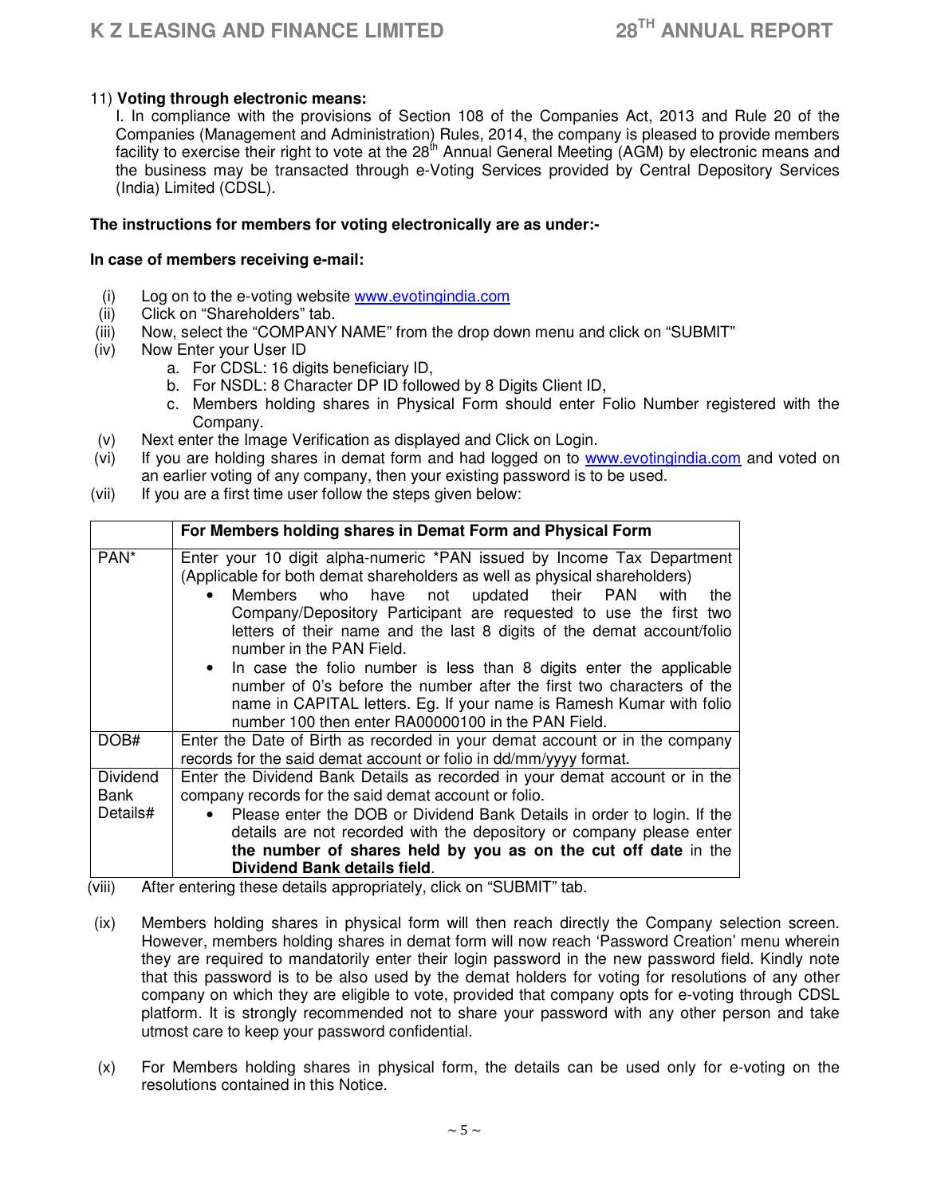11) **Voting through electronic means:**

I. In compliance with the provisions of Section 108 of the Companies Act, 2013 and Rule 20 of the Companies (Management and Administration) Rules, 2014, the company is pleased to provide members facility to exercise their right to vote at the 28th Annual General Meeting (AGM) by electronic means and the business may be transacted through e-Voting Services provided by Central Depository Services (India) Limited (CDSL).

**The instructions for members for voting electronically are as under:-**

**In case of members receiving e-mail:**

(i) Log on to the e-voting website www.evotingindia.com

(ii) Click on "Shareholders" tab.

(iii) Now, select the "COMPANY NAME" from the drop down menu and click on "SUBMIT"

(iv) Now Enter your User ID
   a. For CDSL: 16 digits beneficiary ID,
   b. For NSDL: 8 Character DP ID followed by 8 Digits Client ID,
   c. Members holding shares in Physical Form should enter Folio Number registered with the Company.

(v) Next enter the Image Verification as displayed and Click on Login.

(vi) If you are holding shares in demat form and had logged on to www.evotingindia.com and voted on an earlier voting of any company, then your existing password is to be used.

(vii) If you are a first time user follow the steps given below:

| | **For Members holding shares in Demat Form and Physical Form** |
|---|---|
| PAN* | Enter your 10 digit alpha-numeric *PAN issued by Income Tax Department (Applicable for both demat shareholders as well as physical shareholders)<br>• Members who have not updated their PAN with the Company/Depository Participant are requested to use the first two letters of their name and the last 8 digits of the demat account/folio number in the PAN Field.<br>• In case the folio number is less than 8 digits enter the applicable number of 0's before the number after the first two characters of the name in CAPITAL letters. Eg. If your name is Ramesh Kumar with folio number 100 then enter RA00000100 in the PAN Field. |
| DOB# | Enter the Date of Birth as recorded in your demat account or in the company records for the said demat account or folio in dd/mm/yyyy format. |
| Dividend Bank Details# | Enter the Dividend Bank Details as recorded in your demat account or in the company records for the said demat account or folio.<br>• Please enter the DOB or Dividend Bank Details in order to login. If the details are not recorded with the depository or company please enter **the number of shares held by you as on the cut off date** in the **Dividend Bank details field**. |

(viii) After entering these details appropriately, click on "SUBMIT" tab.

(ix) Members holding shares in physical form will then reach directly the Company selection screen. However, members holding shares in demat form will now reach 'Password Creation' menu wherein they are required to mandatorily enter their login password in the new password field. Kindly note that this password is to be also used by the demat holders for voting for resolutions of any other company on which they are eligible to vote, provided that company opts for e-voting through CDSL platform. It is strongly recommended not to share your password with any other person and take utmost care to keep your password confidential.

(x) For Members holding shares in physical form, the details can be used only for e-voting on the resolutions contained in this Notice.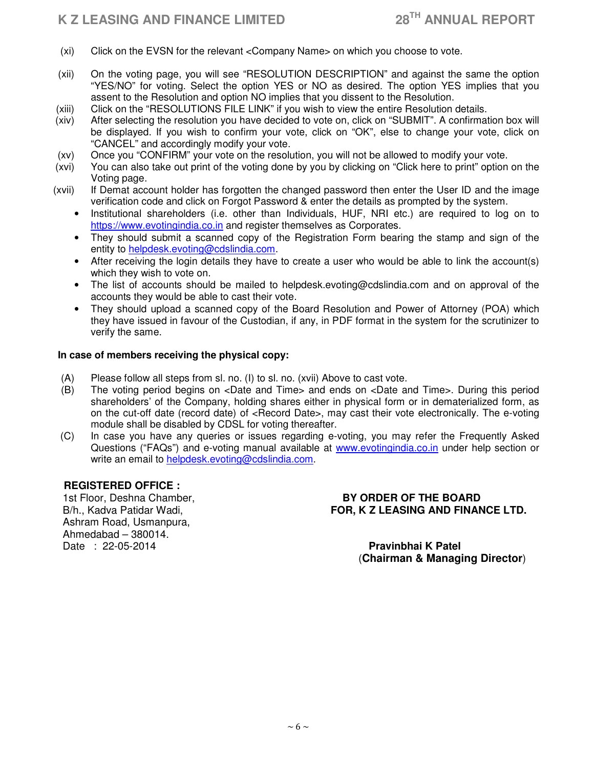(xi) Click on the EVSN for the relevant <Company Name> on which you choose to vote.

(xii) On the voting page, you will see "RESOLUTION DESCRIPTION" and against the same the option "YES/NO" for voting. Select the option YES or NO as desired. The option YES implies that you assent to the Resolution and option NO implies that you dissent to the Resolution.

(xiii) Click on the "RESOLUTIONS FILE LINK" if you wish to view the entire Resolution details.

(xiv) After selecting the resolution you have decided to vote on, click on "SUBMIT". A confirmation box will be displayed. If you wish to confirm your vote, click on "OK", else to change your vote, click on "CANCEL" and accordingly modify your vote.

(xv) Once you "CONFIRM" your vote on the resolution, you will not be allowed to modify your vote.

(xvi) You can also take out print of the voting done by you by clicking on "Click here to print" option on the Voting page.

(xvii) If Demat account holder has forgotten the changed password then enter the User ID and the image verification code and click on Forgot Password & enter the details as prompted by the system.

- Institutional shareholders (i.e. other than Individuals, HUF, NRI etc.) are required to log on to https://www.evotingindia.co.in and register themselves as Corporates.
- They should submit a scanned copy of the Registration Form bearing the stamp and sign of the entity to helpdesk.evoting@cdslindia.com.
- After receiving the login details they have to create a user who would be able to link the account(s) which they wish to vote on.
- The list of accounts should be mailed to helpdesk.evoting@cdslindia.com and on approval of the accounts they would be able to cast their vote.
- They should upload a scanned copy of the Board Resolution and Power of Attorney (POA) which they have issued in favour of the Custodian, if any, in PDF format in the system for the scrutinizer to verify the same.

**In case of members receiving the physical copy:**

(A) Please follow all steps from sl. no. (I) to sl. no. (xvii) Above to cast vote.

(B) The voting period begins on <Date and Time> and ends on <Date and Time>. During this period shareholders' of the Company, holding shares either in physical form or in dematerialized form, as on the cut-off date (record date) of <Record Date>, may cast their vote electronically. The e-voting module shall be disabled by CDSL for voting thereafter.

(C) In case you have any queries or issues regarding e-voting, you may refer the Frequently Asked Questions ("FAQs") and e-voting manual available at www.evotingindia.co.in under help section or write an email to helpdesk.evoting@cdslindia.com.

**REGISTERED OFFICE :**
1st Floor, Deshna Chamber,
B/h., Kadva Patidar Wadi,
Ashram Road, Usmanpura,
Ahmedabad – 380014.
Date : 22-05-2014

**BY ORDER OF THE BOARD**
**FOR, K Z LEASING AND FINANCE LTD.**

**Pravinbhai K Patel**
(**Chairman & Managing Director**)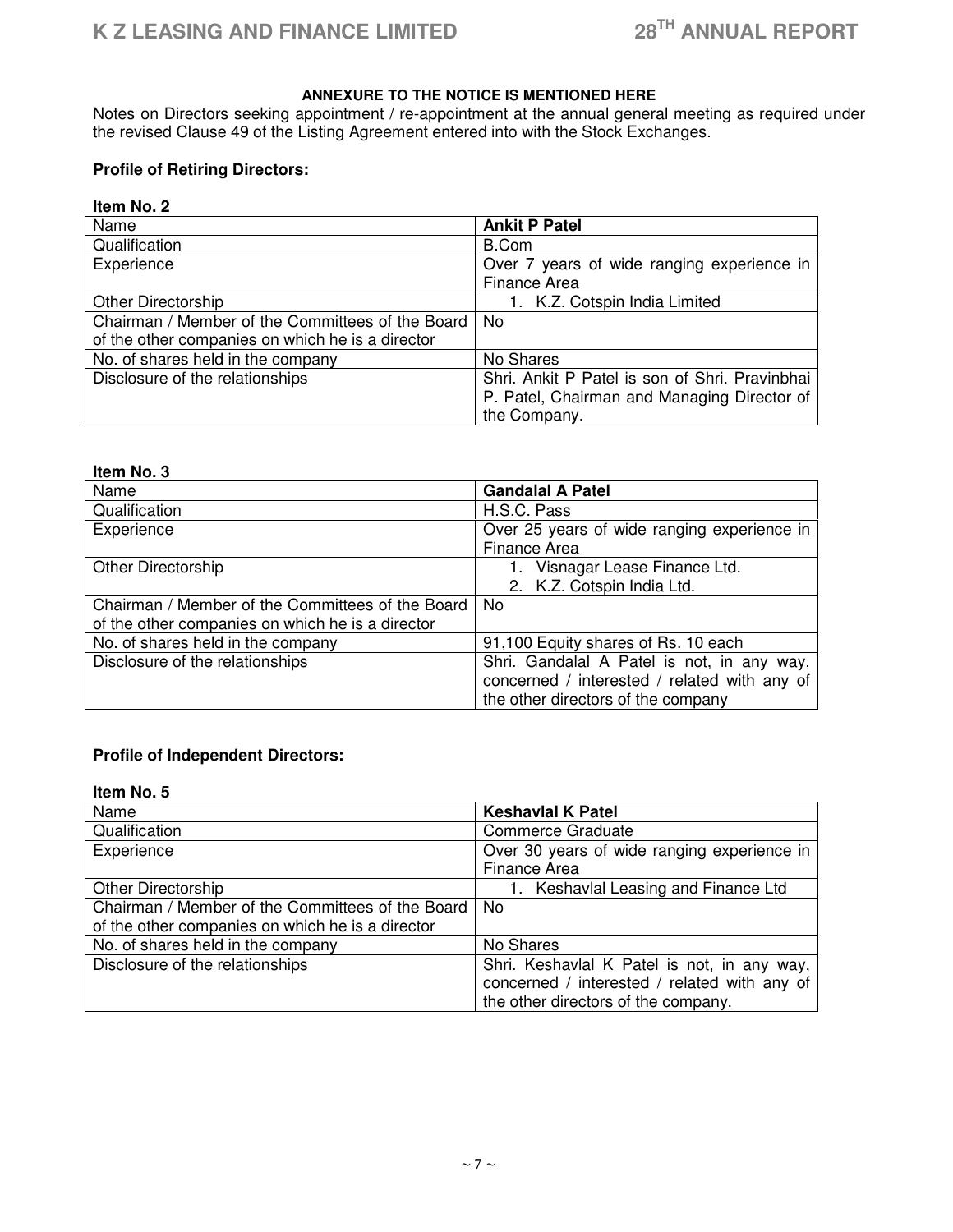#### ANNEXURE TO THE NOTICE IS MENTIONED HERE

Notes on Directors seeking appointment / re-appointment at the annual general meeting as required under the revised Clause 49 of the Listing Agreement entered into with the Stock Exchanges.

**Profile of Retiring Directors:**

**Item No. 2**

| Name | **Ankit P Patel** |
|---|---|
| Qualification | B.Com |
| Experience | Over 7 years of wide ranging experience in Finance Area |
| Other Directorship | 1. K.Z. Cotspin India Limited |
| Chairman / Member of the Committees of the Board of the other companies on which he is a director | No |
| No. of shares held in the company | No Shares |
| Disclosure of the relationships | Shri. Ankit P Patel is son of Shri. Pravinbhai P. Patel, Chairman and Managing Director of the Company. |

**Item No. 3**

| Name | **Gandalal A Patel** |
|---|---|
| Qualification | H.S.C. Pass |
| Experience | Over 25 years of wide ranging experience in Finance Area |
| Other Directorship | 1. Visnagar Lease Finance Ltd.<br>2. K.Z. Cotspin India Ltd. |
| Chairman / Member of the Committees of the Board of the other companies on which he is a director | No |
| No. of shares held in the company | 91,100 Equity shares of Rs. 10 each |
| Disclosure of the relationships | Shri. Gandalal A Patel is not, in any way, concerned / interested / related with any of the other directors of the company |

**Profile of Independent Directors:**

**Item No. 5**

| Name | **Keshavlal K Patel** |
|---|---|
| Qualification | Commerce Graduate |
| Experience | Over 30 years of wide ranging experience in Finance Area |
| Other Directorship | 1. Keshavlal Leasing and Finance Ltd |
| Chairman / Member of the Committees of the Board of the other companies on which he is a director | No |
| No. of shares held in the company | No Shares |
| Disclosure of the relationships | Shri. Keshavlal K Patel is not, in any way, concerned / interested / related with any of the other directors of the company. |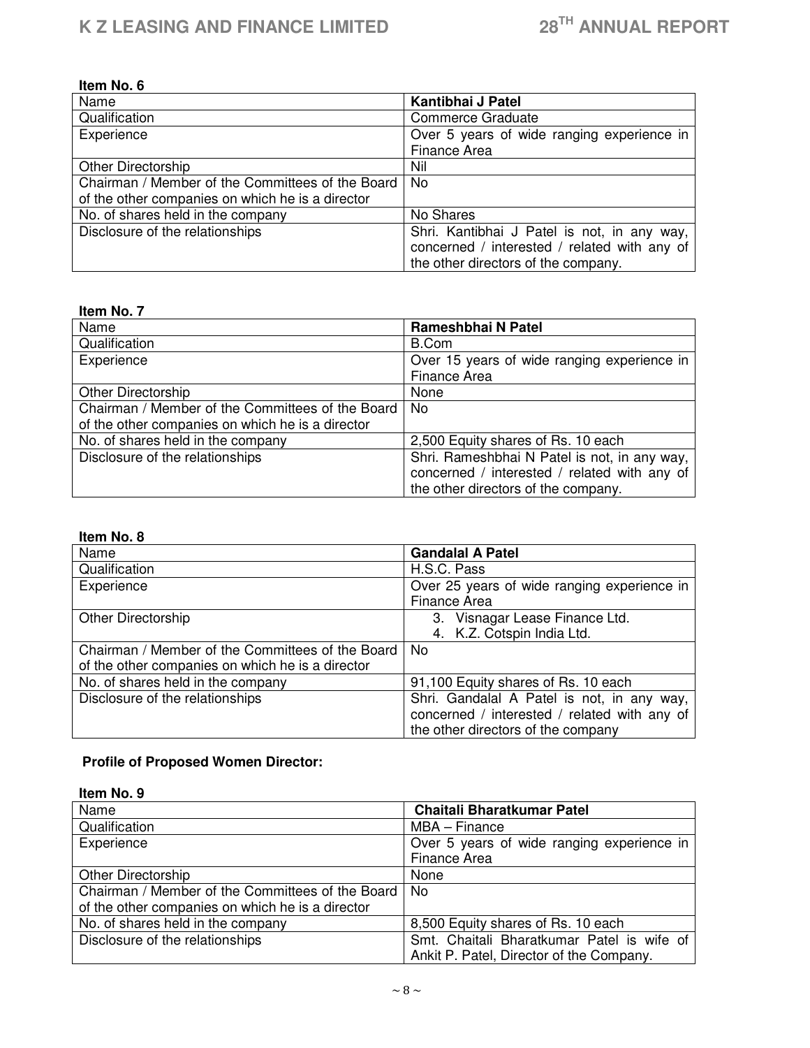**Item No. 6**

| Name | **Kantibhai J Patel** |
|---|---|
| Qualification | Commerce Graduate |
| Experience | Over 5 years of wide ranging experience in Finance Area |
| Other Directorship | Nil |
| Chairman / Member of the Committees of the Board of the other companies on which he is a director | No |
| No. of shares held in the company | No Shares |
| Disclosure of the relationships | Shri. Kantibhai J Patel is not, in any way, concerned / interested / related with any of the other directors of the company. |

**Item No. 7**

| Name | **Rameshbhai N Patel** |
|---|---|
| Qualification | B.Com |
| Experience | Over 15 years of wide ranging experience in Finance Area |
| Other Directorship | None |
| Chairman / Member of the Committees of the Board of the other companies on which he is a director | No |
| No. of shares held in the company | 2,500 Equity shares of Rs. 10 each |
| Disclosure of the relationships | Shri. Rameshbhai N Patel is not, in any way, concerned / interested / related with any of the other directors of the company. |

**Item No. 8**

| Name | **Gandalal A Patel** |
|---|---|
| Qualification | H.S.C. Pass |
| Experience | Over 25 years of wide ranging experience in Finance Area |
| Other Directorship | 3. Visnagar Lease Finance Ltd.<br>4. K.Z. Cotspin India Ltd. |
| Chairman / Member of the Committees of the Board of the other companies on which he is a director | No |
| No. of shares held in the company | 91,100 Equity shares of Rs. 10 each |
| Disclosure of the relationships | Shri. Gandalal A Patel is not, in any way, concerned / interested / related with any of the other directors of the company |

**Profile of Proposed Women Director:**

**Item No. 9**

| Name | **Chaitali Bharatkumar Patel** |
|---|---|
| Qualification | MBA – Finance |
| Experience | Over 5 years of wide ranging experience in Finance Area |
| Other Directorship | None |
| Chairman / Member of the Committees of the Board of the other companies on which he is a director | No |
| No. of shares held in the company | 8,500 Equity shares of Rs. 10 each |
| Disclosure of the relationships | Smt. Chaitali Bharatkumar Patel is wife of Ankit P. Patel, Director of the Company. |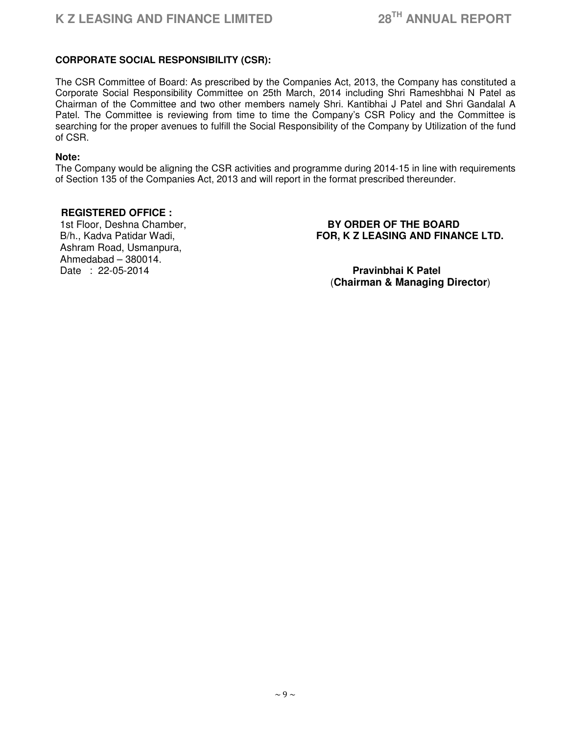**CORPORATE SOCIAL RESPONSIBILITY (CSR):**

The CSR Committee of Board: As prescribed by the Companies Act, 2013, the Company has constituted a Corporate Social Responsibility Committee on 25th March, 2014 including Shri Rameshbhai N Patel as Chairman of the Committee and two other members namely Shri. Kantibhai J Patel and Shri Gandalal A Patel. The Committee is reviewing from time to time the Company's CSR Policy and the Committee is searching for the proper avenues to fulfill the Social Responsibility of the Company by Utilization of the fund of CSR.

**Note:**

The Company would be aligning the CSR activities and programme during 2014-15 in line with requirements of Section 135 of the Companies Act, 2013 and will report in the format prescribed thereunder.

**REGISTERED OFFICE :**
1st Floor, Deshna Chamber,
B/h., Kadva Patidar Wadi,
Ashram Road, Usmanpura,
Ahmedabad – 380014.
Date : 22-05-2014

**BY ORDER OF THE BOARD**
**FOR, K Z LEASING AND FINANCE LTD.**

**Pravinbhai K Patel**
(**Chairman & Managing Director**)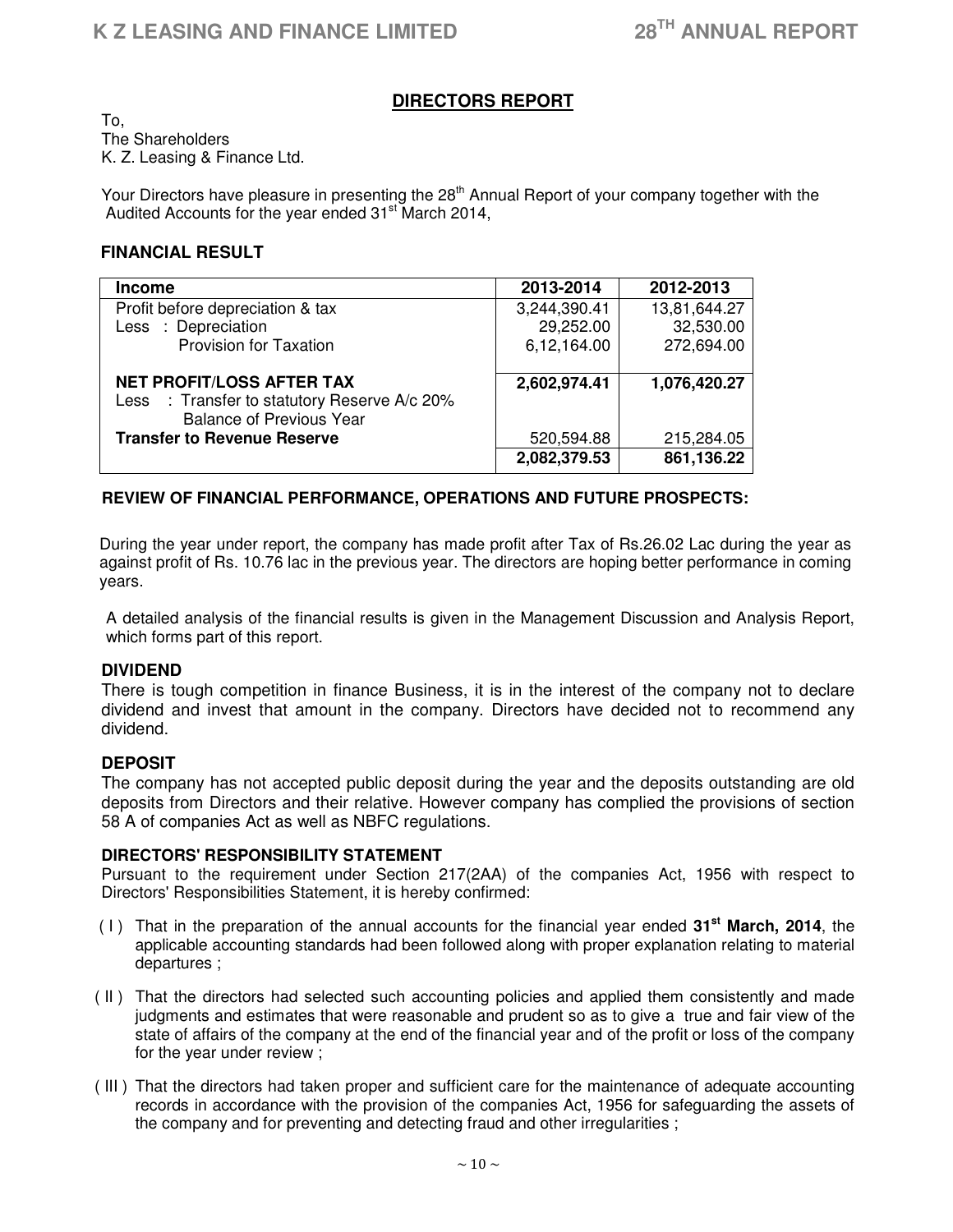## DIRECTORS REPORT

To,
The Shareholders
K. Z. Leasing & Finance Ltd.

Your Directors have pleasure in presenting the 28th Annual Report of your company together with the Audited Accounts for the year ended 31st March 2014,

### FINANCIAL RESULT

| Income | 2013-2014 | 2012-2013 |
|---|---|---|
| Profit before depreciation & tax | 3,244,390.41 | 13,81,644.27 |
| Less : Depreciation | 29,252.00 | 32,530.00 |
| Provision for Taxation | 6,12,164.00 | 272,694.00 |
| **NET PROFIT/LOSS AFTER TAX** | **2,602,974.41** | **1,076,420.27** |
| Less : Transfer to statutory Reserve A/c 20% | | |
| Balance of Previous Year | | |
| **Transfer to Revenue Reserve** | 520,594.88 | 215,284.05 |
| | **2,082,379.53** | **861,136.22** |

### REVIEW OF FINANCIAL PERFORMANCE, OPERATIONS AND FUTURE PROSPECTS:

During the year under report, the company has made profit after Tax of Rs.26.02 Lac during the year as against profit of Rs. 10.76 lac in the previous year. The directors are hoping better performance in coming years.

A detailed analysis of the financial results is given in the Management Discussion and Analysis Report, which forms part of this report.

### DIVIDEND

There is tough competition in finance Business, it is in the interest of the company not to declare dividend and invest that amount in the company. Directors have decided not to recommend any dividend.

### DEPOSIT

The company has not accepted public deposit during the year and the deposits outstanding are old deposits from Directors and their relative. However company has complied the provisions of section 58 A of companies Act as well as NBFC regulations.

### DIRECTORS' RESPONSIBILITY STATEMENT

Pursuant to the requirement under Section 217(2AA) of the companies Act, 1956 with respect to Directors' Responsibilities Statement, it is hereby confirmed:

( I ) That in the preparation of the annual accounts for the financial year ended **31st March, 2014**, the applicable accounting standards had been followed along with proper explanation relating to material departures ;

( II ) That the directors had selected such accounting policies and applied them consistently and made judgments and estimates that were reasonable and prudent so as to give a true and fair view of the state of affairs of the company at the end of the financial year and of the profit or loss of the company for the year under review ;

( III ) That the directors had taken proper and sufficient care for the maintenance of adequate accounting records in accordance with the provision of the companies Act, 1956 for safeguarding the assets of the company and for preventing and detecting fraud and other irregularities ;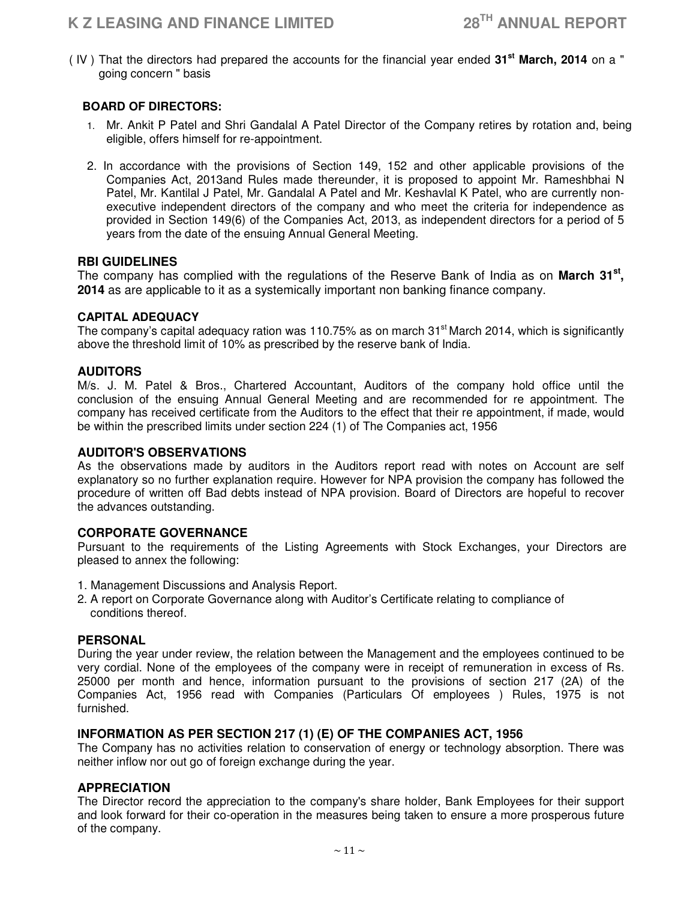( IV ) That the directors had prepared the accounts for the financial year ended **31st March, 2014** on a " going concern " basis

**BOARD OF DIRECTORS:**

1. Mr. Ankit P Patel and Shri Gandalal A Patel Director of the Company retires by rotation and, being eligible, offers himself for re-appointment.

2. In accordance with the provisions of Section 149, 152 and other applicable provisions of the Companies Act, 2013and Rules made thereunder, it is proposed to appoint Mr. Rameshbhai N Patel, Mr. Kantilal J Patel, Mr. Gandalal A Patel and Mr. Keshavlal K Patel, who are currently non-executive independent directors of the company and who meet the criteria for independence as provided in Section 149(6) of the Companies Act, 2013, as independent directors for a period of 5 years from the date of the ensuing Annual General Meeting.

**RBI GUIDELINES**

The company has complied with the regulations of the Reserve Bank of India as on **March 31st, 2014** as are applicable to it as a systemically important non banking finance company.

**CAPITAL ADEQUACY**

The company's capital adequacy ration was 110.75% as on march 31st March 2014, which is significantly above the threshold limit of 10% as prescribed by the reserve bank of India.

**AUDITORS**

M/s. J. M. Patel & Bros., Chartered Accountant, Auditors of the company hold office until the conclusion of the ensuing Annual General Meeting and are recommended for re appointment. The company has received certificate from the Auditors to the effect that their re appointment, if made, would be within the prescribed limits under section 224 (1) of The Companies act, 1956

**AUDITOR'S OBSERVATIONS**

As the observations made by auditors in the Auditors report read with notes on Account are self explanatory so no further explanation require. However for NPA provision the company has followed the procedure of written off Bad debts instead of NPA provision. Board of Directors are hopeful to recover the advances outstanding.

**CORPORATE GOVERNANCE**

Pursuant to the requirements of the Listing Agreements with Stock Exchanges, your Directors are pleased to annex the following:

1. Management Discussions and Analysis Report.
2. A report on Corporate Governance along with Auditor's Certificate relating to compliance of conditions thereof.

**PERSONAL**

During the year under review, the relation between the Management and the employees continued to be very cordial. None of the employees of the company were in receipt of remuneration in excess of Rs. 25000 per month and hence, information pursuant to the provisions of section 217 (2A) of the Companies Act, 1956 read with Companies (Particulars Of employees ) Rules, 1975 is not furnished.

**INFORMATION AS PER SECTION 217 (1) (E) OF THE COMPANIES ACT, 1956**

The Company has no activities relation to conservation of energy or technology absorption. There was neither inflow nor out go of foreign exchange during the year.

**APPRECIATION**

The Director record the appreciation to the company's share holder, Bank Employees for their support and look forward for their co-operation in the measures being taken to ensure a more prosperous future of the company.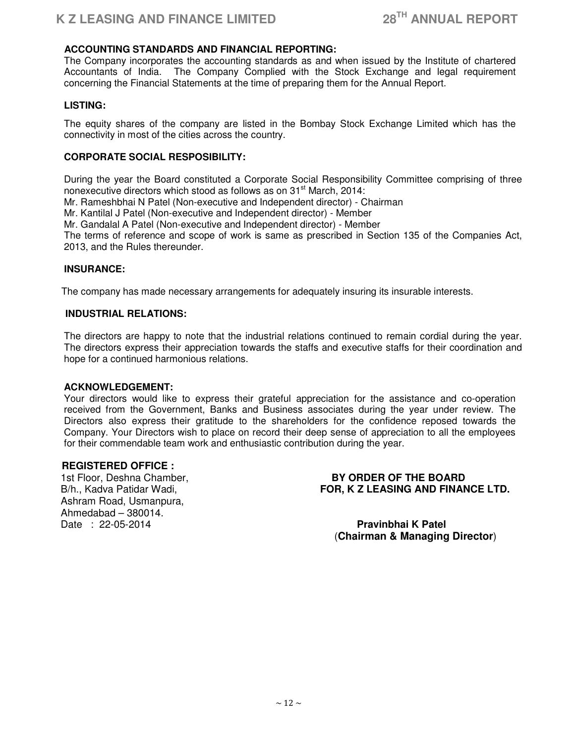### ACCOUNTING STANDARDS AND FINANCIAL REPORTING:

The Company incorporates the accounting standards as and when issued by the Institute of chartered Accountants of India. The Company Complied with the Stock Exchange and legal requirement concerning the Financial Statements at the time of preparing them for the Annual Report.

### LISTING:

The equity shares of the company are listed in the Bombay Stock Exchange Limited which has the connectivity in most of the cities across the country.

### CORPORATE SOCIAL RESPOSIBILITY:

During the year the Board constituted a Corporate Social Responsibility Committee comprising of three nonexecutive directors which stood as follows as on 31st March, 2014:

Mr. Rameshbhai N Patel (Non-executive and Independent director) - Chairman
Mr. Kantilal J Patel (Non-executive and Independent director) - Member
Mr. Gandalal A Patel (Non-executive and Independent director) - Member

The terms of reference and scope of work is same as prescribed in Section 135 of the Companies Act, 2013, and the Rules thereunder.

### INSURANCE:

The company has made necessary arrangements for adequately insuring its insurable interests.

### INDUSTRIAL RELATIONS:

The directors are happy to note that the industrial relations continued to remain cordial during the year. The directors express their appreciation towards the staffs and executive staffs for their coordination and hope for a continued harmonious relations.

### ACKNOWLEDGEMENT:

Your directors would like to express their grateful appreciation for the assistance and co-operation received from the Government, Banks and Business associates during the year under review. The Directors also express their gratitude to the shareholders for the confidence reposed towards the Company. Your Directors wish to place on record their deep sense of appreciation to all the employees for their commendable team work and enthusiastic contribution during the year.

**REGISTERED OFFICE :**
1st Floor, Deshna Chamber,
B/h., Kadva Patidar Wadi,
Ashram Road, Usmanpura,
Ahmedabad – 380014.
Date : 22-05-2014

**BY ORDER OF THE BOARD**
**FOR, K Z LEASING AND FINANCE LTD.**

**Pravinbhai K Patel**
(**Chairman & Managing Director**)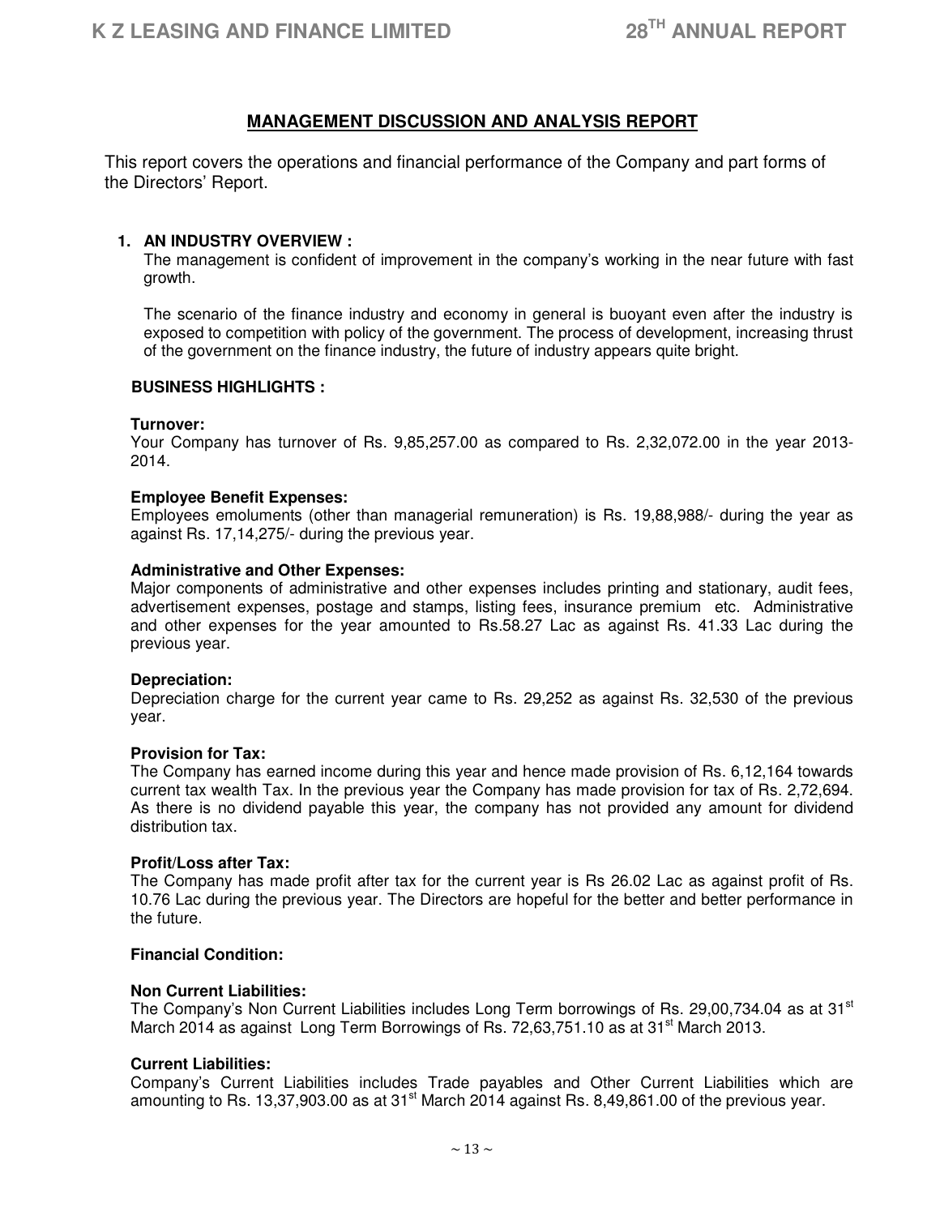## MANAGEMENT DISCUSSION AND ANALYSIS REPORT

This report covers the operations and financial performance of the Company and part forms of the Directors' Report.

1. **AN INDUSTRY OVERVIEW :**

   The management is confident of improvement in the company's working in the near future with fast growth.

   The scenario of the finance industry and economy in general is buoyant even after the industry is exposed to competition with policy of the government. The process of development, increasing thrust of the government on the finance industry, the future of industry appears quite bright.

### BUSINESS HIGHLIGHTS :

**Turnover:**
Your Company has turnover of Rs. 9,85,257.00 as compared to Rs. 2,32,072.00 in the year 2013-2014.

**Employee Benefit Expenses:**
Employees emoluments (other than managerial remuneration) is Rs. 19,88,988/- during the year as against Rs. 17,14,275/- during the previous year.

**Administrative and Other Expenses:**
Major components of administrative and other expenses includes printing and stationary, audit fees, advertisement expenses, postage and stamps, listing fees, insurance premium etc. Administrative and other expenses for the year amounted to Rs.58.27 Lac as against Rs. 41.33 Lac during the previous year.

**Depreciation:**
Depreciation charge for the current year came to Rs. 29,252 as against Rs. 32,530 of the previous year.

**Provision for Tax:**
The Company has earned income during this year and hence made provision of Rs. 6,12,164 towards current tax wealth Tax. In the previous year the Company has made provision for tax of Rs. 2,72,694. As there is no dividend payable this year, the company has not provided any amount for dividend distribution tax.

**Profit/Loss after Tax:**
The Company has made profit after tax for the current year is Rs 26.02 Lac as against profit of Rs. 10.76 Lac during the previous year. The Directors are hopeful for the better and better performance in the future.

**Financial Condition:**

**Non Current Liabilities:**
The Company's Non Current Liabilities includes Long Term borrowings of Rs. 29,00,734.04 as at 31st March 2014 as against Long Term Borrowings of Rs. 72,63,751.10 as at 31st March 2013.

**Current Liabilities:**
Company's Current Liabilities includes Trade payables and Other Current Liabilities which are amounting to Rs. 13,37,903.00 as at 31st March 2014 against Rs. 8,49,861.00 of the previous year.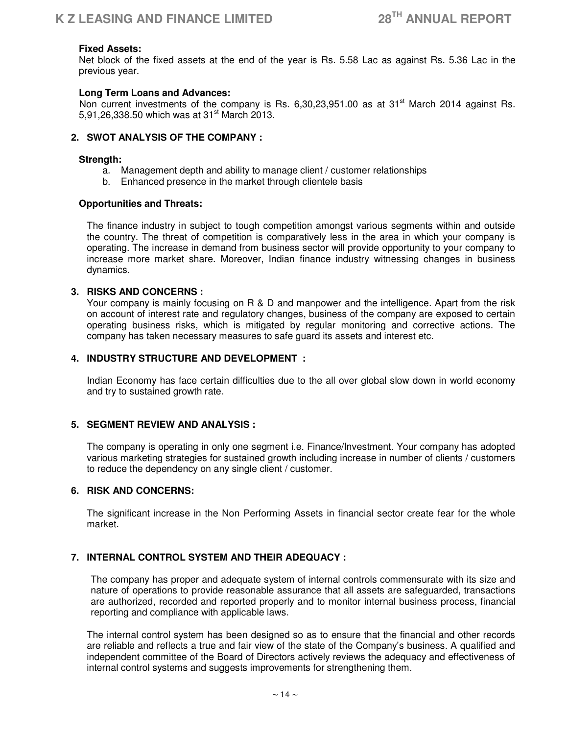**Fixed Assets:**
Net block of the fixed assets at the end of the year is Rs. 5.58 Lac as against Rs. 5.36 Lac in the previous year.

**Long Term Loans and Advances:**
Non current investments of the company is Rs. 6,30,23,951.00 as at 31st March 2014 against Rs. 5,91,26,338.50 which was at 31st March 2013.

## 2. SWOT ANALYSIS OF THE COMPANY :

**Strength:**

a. Management depth and ability to manage client / customer relationships
b. Enhanced presence in the market through clientele basis

**Opportunities and Threats:**

The finance industry in subject to tough competition amongst various segments within and outside the country. The threat of competition is comparatively less in the area in which your company is operating. The increase in demand from business sector will provide opportunity to your company to increase more market share. Moreover, Indian finance industry witnessing changes in business dynamics.

## 3. RISKS AND CONCERNS :

Your company is mainly focusing on R & D and manpower and the intelligence. Apart from the risk on account of interest rate and regulatory changes, business of the company are exposed to certain operating business risks, which is mitigated by regular monitoring and corrective actions. The company has taken necessary measures to safe guard its assets and interest etc.

## 4. INDUSTRY STRUCTURE AND DEVELOPMENT :

Indian Economy has face certain difficulties due to the all over global slow down in world economy and try to sustained growth rate.

## 5. SEGMENT REVIEW AND ANALYSIS :

The company is operating in only one segment i.e. Finance/Investment. Your company has adopted various marketing strategies for sustained growth including increase in number of clients / customers to reduce the dependency on any single client / customer.

## 6. RISK AND CONCERNS:

The significant increase in the Non Performing Assets in financial sector create fear for the whole market.

## 7. INTERNAL CONTROL SYSTEM AND THEIR ADEQUACY :

The company has proper and adequate system of internal controls commensurate with its size and nature of operations to provide reasonable assurance that all assets are safeguarded, transactions are authorized, recorded and reported properly and to monitor internal business process, financial reporting and compliance with applicable laws.

The internal control system has been designed so as to ensure that the financial and other records are reliable and reflects a true and fair view of the state of the Company's business. A qualified and independent committee of the Board of Directors actively reviews the adequacy and effectiveness of internal control systems and suggests improvements for strengthening them.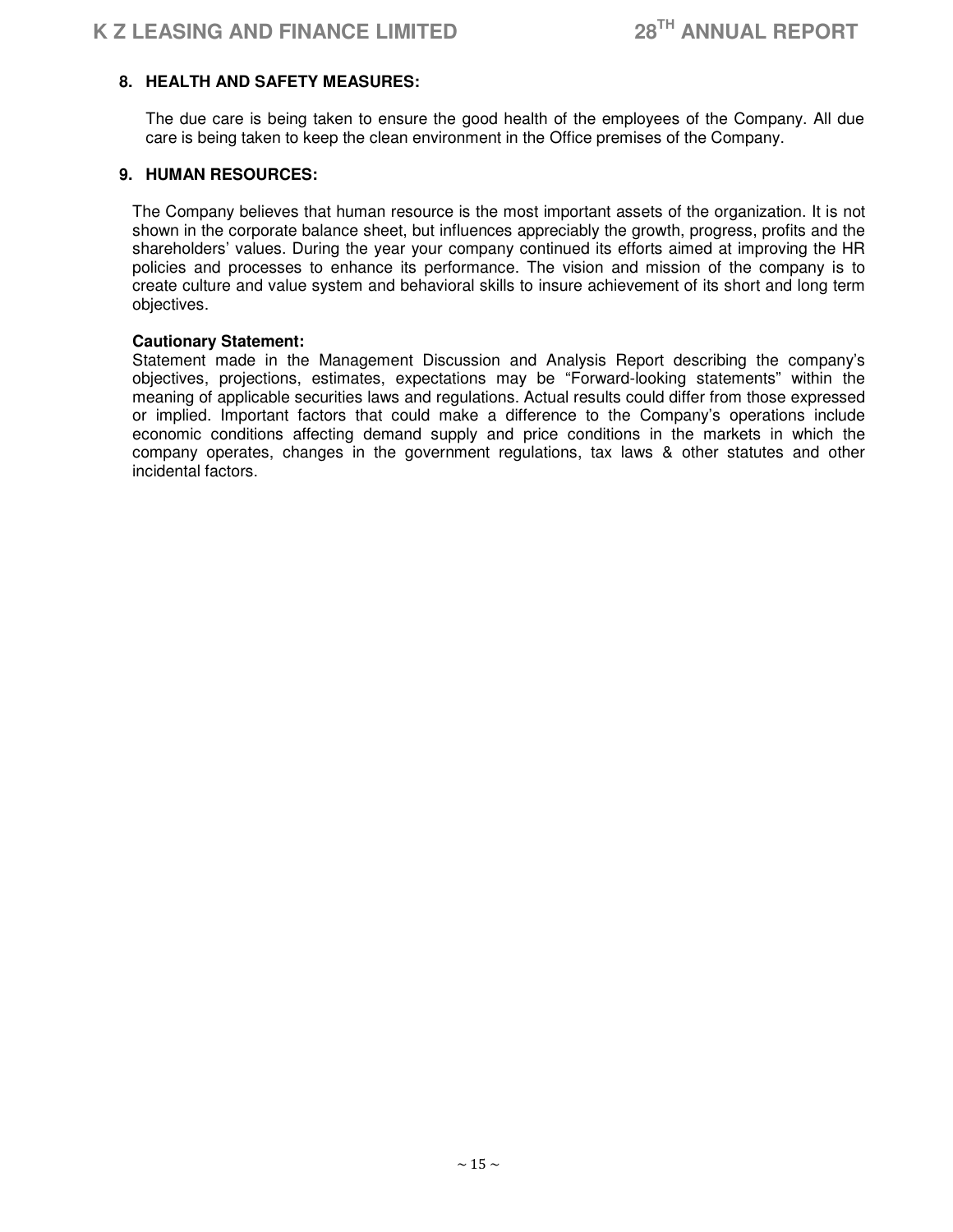### 8. HEALTH AND SAFETY MEASURES:

The due care is being taken to ensure the good health of the employees of the Company. All due care is being taken to keep the clean environment in the Office premises of the Company.

### 9. HUMAN RESOURCES:

The Company believes that human resource is the most important assets of the organization. It is not shown in the corporate balance sheet, but influences appreciably the growth, progress, profits and the shareholders' values. During the year your company continued its efforts aimed at improving the HR policies and processes to enhance its performance. The vision and mission of the company is to create culture and value system and behavioral skills to insure achievement of its short and long term objectives.

**Cautionary Statement:**

Statement made in the Management Discussion and Analysis Report describing the company's objectives, projections, estimates, expectations may be "Forward-looking statements" within the meaning of applicable securities laws and regulations. Actual results could differ from those expressed or implied. Important factors that could make a difference to the Company's operations include economic conditions affecting demand supply and price conditions in the markets in which the company operates, changes in the government regulations, tax laws & other statutes and other incidental factors.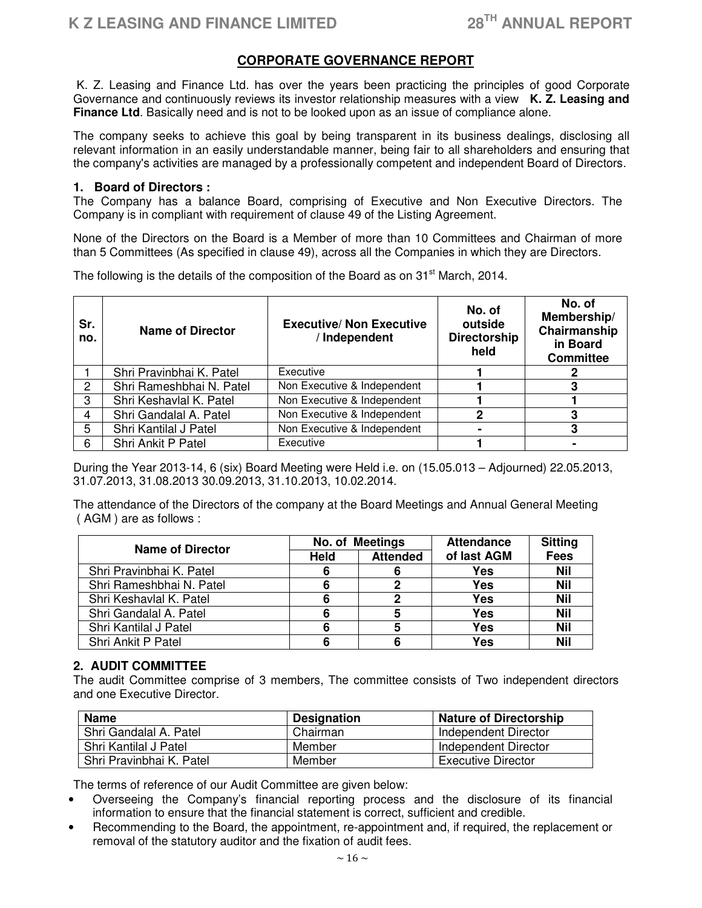## CORPORATE GOVERNANCE REPORT

K. Z. Leasing and Finance Ltd. has over the years been practicing the principles of good Corporate Governance and continuously reviews its investor relationship measures with a view **K. Z. Leasing and Finance Ltd**. Basically need and is not to be looked upon as an issue of compliance alone.

The company seeks to achieve this goal by being transparent in its business dealings, disclosing all relevant information in an easily understandable manner, being fair to all shareholders and ensuring that the company's activities are managed by a professionally competent and independent Board of Directors.

### 1. Board of Directors :

The Company has a balance Board, comprising of Executive and Non Executive Directors. The Company is in compliant with requirement of clause 49 of the Listing Agreement.

None of the Directors on the Board is a Member of more than 10 Committees and Chairman of more than 5 Committees (As specified in clause 49), across all the Companies in which they are Directors.

The following is the details of the composition of the Board as on 31st March, 2014.

| Sr. no. | Name of Director | Executive/ Non Executive / Independent | No. of outside Directorship held | No. of Membership/ Chairmanship in Board Committee |
|---|---|---|---|---|
| 1 | Shri Pravinbhai K. Patel | Executive | 1 | 2 |
| 2 | Shri Rameshbhai N. Patel | Non Executive & Independent | 1 | 3 |
| 3 | Shri Keshavlal K. Patel | Non Executive & Independent | 1 | 1 |
| 4 | Shri Gandalal A. Patel | Non Executive & Independent | 2 | 3 |
| 5 | Shri Kantilal J Patel | Non Executive & Independent | - | 3 |
| 6 | Shri Ankit P Patel | Executive | 1 | - |

During the Year 2013-14, 6 (six) Board Meeting were Held i.e. on (15.05.013 – Adjourned) 22.05.2013, 31.07.2013, 31.08.2013 30.09.2013, 31.10.2013, 10.02.2014.

The attendance of the Directors of the company at the Board Meetings and Annual General Meeting ( AGM ) are as follows :

| Name of Director | No. of Meetings | | Attendance of last AGM | Sitting Fees |
|---|---|---|---|---|
| | Held | Attended | | |
| Shri Pravinbhai K. Patel | 6 | 6 | Yes | Nil |
| Shri Rameshbhai N. Patel | 6 | 2 | Yes | Nil |
| Shri Keshavlal K. Patel | 6 | 2 | Yes | Nil |
| Shri Gandalal A. Patel | 6 | 5 | Yes | Nil |
| Shri Kantilal J Patel | 6 | 5 | Yes | Nil |
| Shri Ankit P Patel | 6 | 6 | Yes | Nil |

### 2. AUDIT COMMITTEE

The audit Committee comprise of 3 members, The committee consists of Two independent directors and one Executive Director.

| Name | Designation | Nature of Directorship |
|---|---|---|
| Shri Gandalal A. Patel | Chairman | Independent Director |
| Shri Kantilal J Patel | Member | Independent Director |
| Shri Pravinbhai K. Patel | Member | Executive Director |

The terms of reference of our Audit Committee are given below:

- Overseeing the Company's financial reporting process and the disclosure of its financial information to ensure that the financial statement is correct, sufficient and credible.
- Recommending to the Board, the appointment, re-appointment and, if required, the replacement or removal of the statutory auditor and the fixation of audit fees.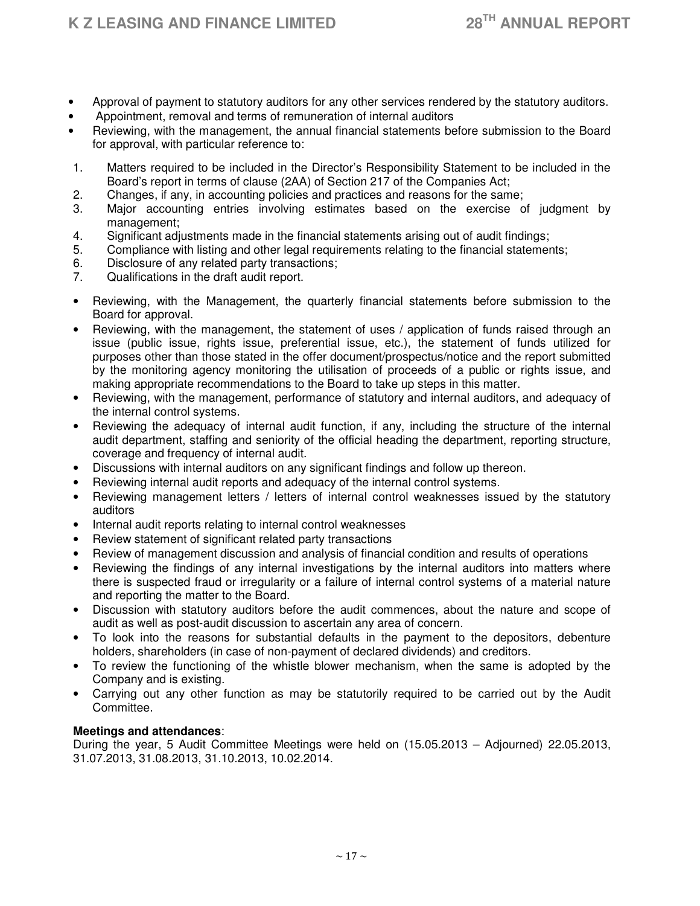- Approval of payment to statutory auditors for any other services rendered by the statutory auditors.
- Appointment, removal and terms of remuneration of internal auditors
- Reviewing, with the management, the annual financial statements before submission to the Board for approval, with particular reference to:

1. Matters required to be included in the Director's Responsibility Statement to be included in the Board's report in terms of clause (2AA) of Section 217 of the Companies Act;
2. Changes, if any, in accounting policies and practices and reasons for the same;
3. Major accounting entries involving estimates based on the exercise of judgment by management;
4. Significant adjustments made in the financial statements arising out of audit findings;
5. Compliance with listing and other legal requirements relating to the financial statements;
6. Disclosure of any related party transactions;
7. Qualifications in the draft audit report.

- Reviewing, with the Management, the quarterly financial statements before submission to the Board for approval.
- Reviewing, with the management, the statement of uses / application of funds raised through an issue (public issue, rights issue, preferential issue, etc.), the statement of funds utilized for purposes other than those stated in the offer document/prospectus/notice and the report submitted by the monitoring agency monitoring the utilisation of proceeds of a public or rights issue, and making appropriate recommendations to the Board to take up steps in this matter.
- Reviewing, with the management, performance of statutory and internal auditors, and adequacy of the internal control systems.
- Reviewing the adequacy of internal audit function, if any, including the structure of the internal audit department, staffing and seniority of the official heading the department, reporting structure, coverage and frequency of internal audit.
- Discussions with internal auditors on any significant findings and follow up thereon.
- Reviewing internal audit reports and adequacy of the internal control systems.
- Reviewing management letters / letters of internal control weaknesses issued by the statutory auditors
- Internal audit reports relating to internal control weaknesses
- Review statement of significant related party transactions
- Review of management discussion and analysis of financial condition and results of operations
- Reviewing the findings of any internal investigations by the internal auditors into matters where there is suspected fraud or irregularity or a failure of internal control systems of a material nature and reporting the matter to the Board.
- Discussion with statutory auditors before the audit commences, about the nature and scope of audit as well as post-audit discussion to ascertain any area of concern.
- To look into the reasons for substantial defaults in the payment to the depositors, debenture holders, shareholders (in case of non-payment of declared dividends) and creditors.
- To review the functioning of the whistle blower mechanism, when the same is adopted by the Company and is existing.
- Carrying out any other function as may be statutorily required to be carried out by the Audit Committee.

**Meetings and attendances**:

During the year, 5 Audit Committee Meetings were held on (15.05.2013 – Adjourned) 22.05.2013, 31.07.2013, 31.08.2013, 31.10.2013, 10.02.2014.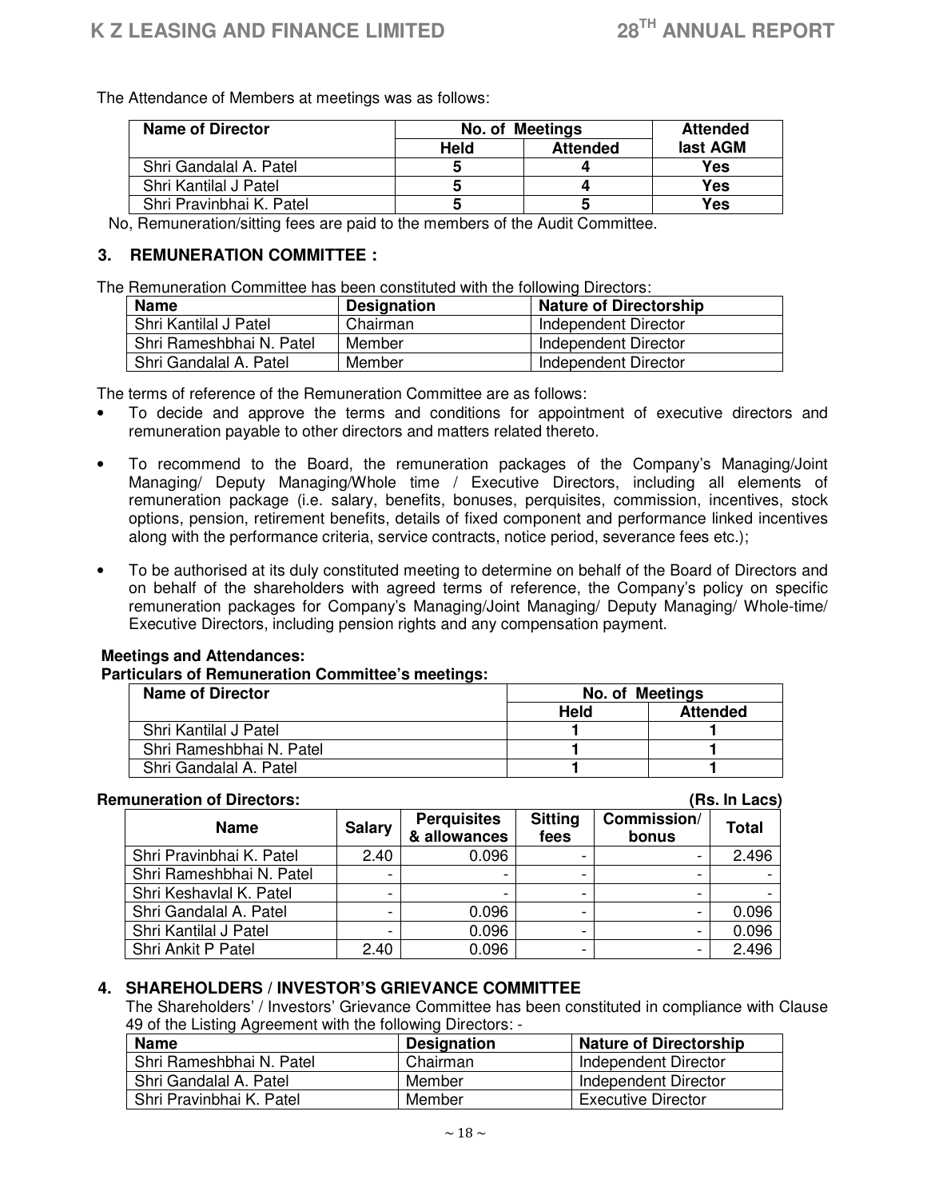The Attendance of Members at meetings was as follows:

| Name of Director | No. of Meetings | | Attended last AGM |
|---|---|---|---|
| | Held | Attended | |
| Shri Gandalal A. Patel | 5 | 4 | Yes |
| Shri Kantilal J Patel | 5 | 4 | Yes |
| Shri Pravinbhai K. Patel | 5 | 5 | Yes |

No, Remuneration/sitting fees are paid to the members of the Audit Committee.

### 3. REMUNERATION COMMITTEE :

The Remuneration Committee has been constituted with the following Directors:

| Name | Designation | Nature of Directorship |
|---|---|---|
| Shri Kantilal J Patel | Chairman | Independent Director |
| Shri Rameshbhai N. Patel | Member | Independent Director |
| Shri Gandalal A. Patel | Member | Independent Director |

The terms of reference of the Remuneration Committee are as follows:

- To decide and approve the terms and conditions for appointment of executive directors and remuneration payable to other directors and matters related thereto.
- To recommend to the Board, the remuneration packages of the Company's Managing/Joint Managing/ Deputy Managing/Whole time / Executive Directors, including all elements of remuneration package (i.e. salary, benefits, bonuses, perquisites, commission, incentives, stock options, pension, retirement benefits, details of fixed component and performance linked incentives along with the performance criteria, service contracts, notice period, severance fees etc.);
- To be authorised at its duly constituted meeting to determine on behalf of the Board of Directors and on behalf of the shareholders with agreed terms of reference, the Company's policy on specific remuneration packages for Company's Managing/Joint Managing/ Deputy Managing/ Whole-time/ Executive Directors, including pension rights and any compensation payment.

**Meetings and Attendances:**

**Particulars of Remuneration Committee's meetings:**

| Name of Director | No. of Meetings | |
|---|---|---|
| | Held | Attended |
| Shri Kantilal J Patel | 1 | 1 |
| Shri Rameshbhai N. Patel | 1 | 1 |
| Shri Gandalal A. Patel | 1 | 1 |

**Remuneration of Directors:** **(Rs. In Lacs)**

| Name | Salary | Perquisites & allowances | Sitting fees | Commission/ bonus | Total |
|---|---|---|---|---|---|
| Shri Pravinbhai K. Patel | 2.40 | 0.096 | - | - | 2.496 |
| Shri Rameshbhai N. Patel | - | - | - | - | - |
| Shri Keshavlal K. Patel | - | - | - | - | - |
| Shri Gandalal A. Patel | - | 0.096 | - | - | 0.096 |
| Shri Kantilal J Patel | - | 0.096 | - | - | 0.096 |
| Shri Ankit P Patel | 2.40 | 0.096 | - | - | 2.496 |

### 4. SHAREHOLDERS / INVESTOR'S GRIEVANCE COMMITTEE

The Shareholders' / Investors' Grievance Committee has been constituted in compliance with Clause 49 of the Listing Agreement with the following Directors: -

| Name | Designation | Nature of Directorship |
|---|---|---|
| Shri Rameshbhai N. Patel | Chairman | Independent Director |
| Shri Gandalal A. Patel | Member | Independent Director |
| Shri Pravinbhai K. Patel | Member | Executive Director |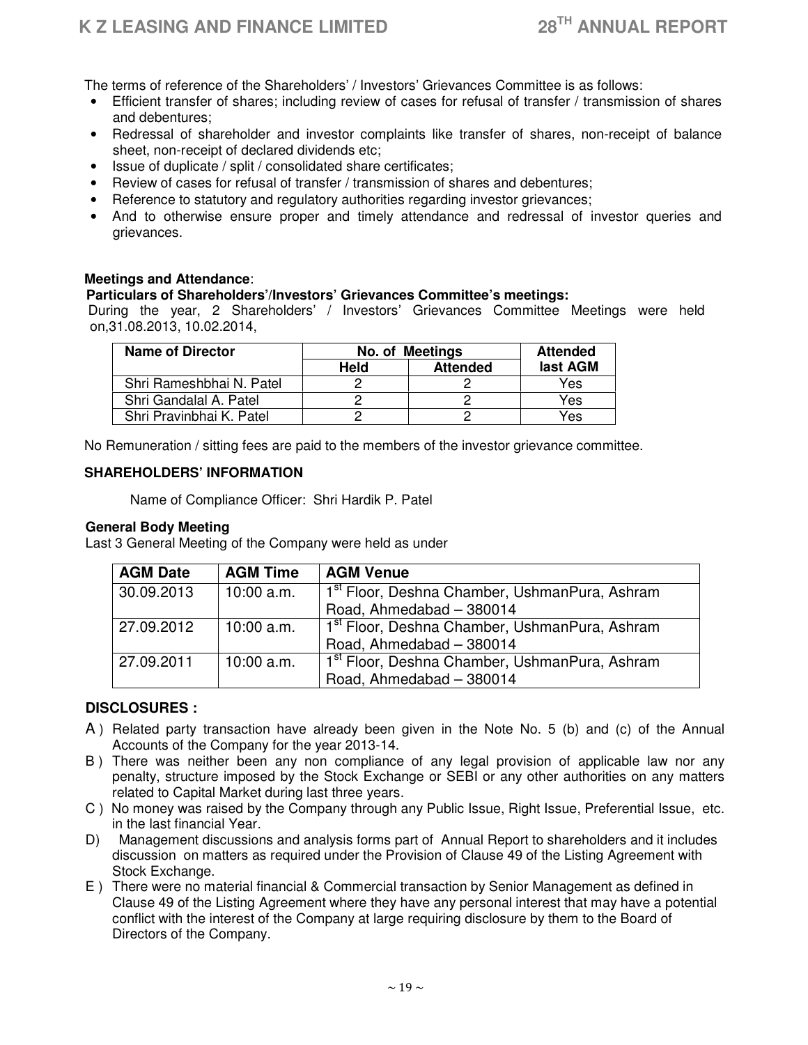The terms of reference of the Shareholders' / Investors' Grievances Committee is as follows:

- Efficient transfer of shares; including review of cases for refusal of transfer / transmission of shares and debentures;
- Redressal of shareholder and investor complaints like transfer of shares, non-receipt of balance sheet, non-receipt of declared dividends etc;
- Issue of duplicate / split / consolidated share certificates;
- Review of cases for refusal of transfer / transmission of shares and debentures;
- Reference to statutory and regulatory authorities regarding investor grievances;
- And to otherwise ensure proper and timely attendance and redressal of investor queries and grievances.

**Meetings and Attendance**:

**Particulars of Shareholders'/Investors' Grievances Committee's meetings:**

During the year, 2 Shareholders' / Investors' Grievances Committee Meetings were held on,31.08.2013, 10.02.2014,

| Name of Director | No. of Meetings | | Attended last AGM |
|---|---|---|---|
| | Held | Attended | |
| Shri Rameshbhai N. Patel | 2 | 2 | Yes |
| Shri Gandalal A. Patel | 2 | 2 | Yes |
| Shri Pravinbhai K. Patel | 2 | 2 | Yes |

No Remuneration / sitting fees are paid to the members of the investor grievance committee.

**SHAREHOLDERS' INFORMATION**

Name of Compliance Officer: Shri Hardik P. Patel

**General Body Meeting**

Last 3 General Meeting of the Company were held as under

| AGM Date | AGM Time | AGM Venue |
|---|---|---|
| 30.09.2013 | 10:00 a.m. | 1st Floor, Deshna Chamber, UshmanPura, Ashram Road, Ahmedabad – 380014 |
| 27.09.2012 | 10:00 a.m. | 1st Floor, Deshna Chamber, UshmanPura, Ashram Road, Ahmedabad – 380014 |
| 27.09.2011 | 10:00 a.m. | 1st Floor, Deshna Chamber, UshmanPura, Ashram Road, Ahmedabad – 380014 |

**DISCLOSURES :**

A ) Related party transaction have already been given in the Note No. 5 (b) and (c) of the Annual Accounts of the Company for the year 2013-14.

B ) There was neither been any non compliance of any legal provision of applicable law nor any penalty, structure imposed by the Stock Exchange or SEBI or any other authorities on any matters related to Capital Market during last three years.

C ) No money was raised by the Company through any Public Issue, Right Issue, Preferential Issue, etc. in the last financial Year.

D) Management discussions and analysis forms part of Annual Report to shareholders and it includes discussion on matters as required under the Provision of Clause 49 of the Listing Agreement with Stock Exchange.

E ) There were no material financial & Commercial transaction by Senior Management as defined in Clause 49 of the Listing Agreement where they have any personal interest that may have a potential conflict with the interest of the Company at large requiring disclosure by them to the Board of Directors of the Company.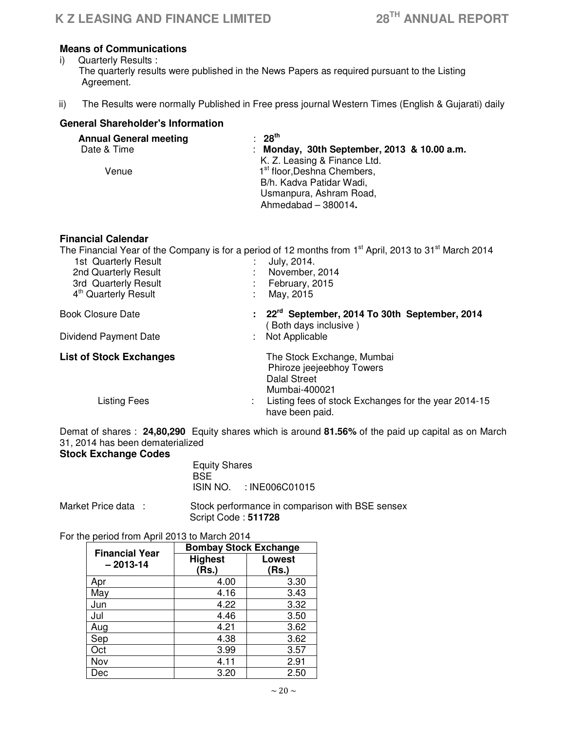### Means of Communications

i) Quarterly Results :
The quarterly results were published in the News Papers as required pursuant to the Listing Agreement.

ii) The Results were normally Published in Free press journal Western Times (English & Gujarati) daily

### General Shareholder's Information

**Annual General meeting** : **28th**

Date & Time : **Monday, 30th September, 2013 & 10.00 a.m.**

Venue : K. Z. Leasing & Finance Ltd.
1st floor,Deshna Chembers,
B/h. Kadva Patidar Wadi,
Usmanpura, Ashram Road,
Ahmedabad – 380014**.**

### Financial Calendar

The Financial Year of the Company is for a period of 12 months from 1st April, 2013 to 31st March 2014

1st Quarterly Result : July, 2014.
2nd Quarterly Result : November, 2014
3rd Quarterly Result : February, 2015
4th Quarterly Result : May, 2015

Book Closure Date **: 22rd September, 2014 To 30th September, 2014** ( Both days inclusive )

Dividend Payment Date : Not Applicable

**List of Stock Exchanges** The Stock Exchange, Mumbai
Phiroze jeejeebhoy Towers
Dalal Street
Mumbai-400021

Listing Fees : Listing fees of stock Exchanges for the year 2014-15 have been paid.

Demat of shares : **24,80,290** Equity shares which is around **81.56%** of the paid up capital as on March 31, 2014 has been dematerialized

**Stock Exchange Codes**

Equity Shares
BSE
ISIN NO. : INE006C01015

Market Price data : Stock performance in comparison with BSE sensex
Script Code : **511728**

For the period from April 2013 to March 2014

| Financial Year – 2013-14 | Bombay Stock Exchange | |
|---|---|---|
| | Highest (Rs.) | Lowest (Rs.) |
| Apr | 4.00 | 3.30 |
| May | 4.16 | 3.43 |
| Jun | 4.22 | 3.32 |
| Jul | 4.46 | 3.50 |
| Aug | 4.21 | 3.62 |
| Sep | 4.38 | 3.62 |
| Oct | 3.99 | 3.57 |
| Nov | 4.11 | 2.91 |
| Dec | 3.20 | 2.50 |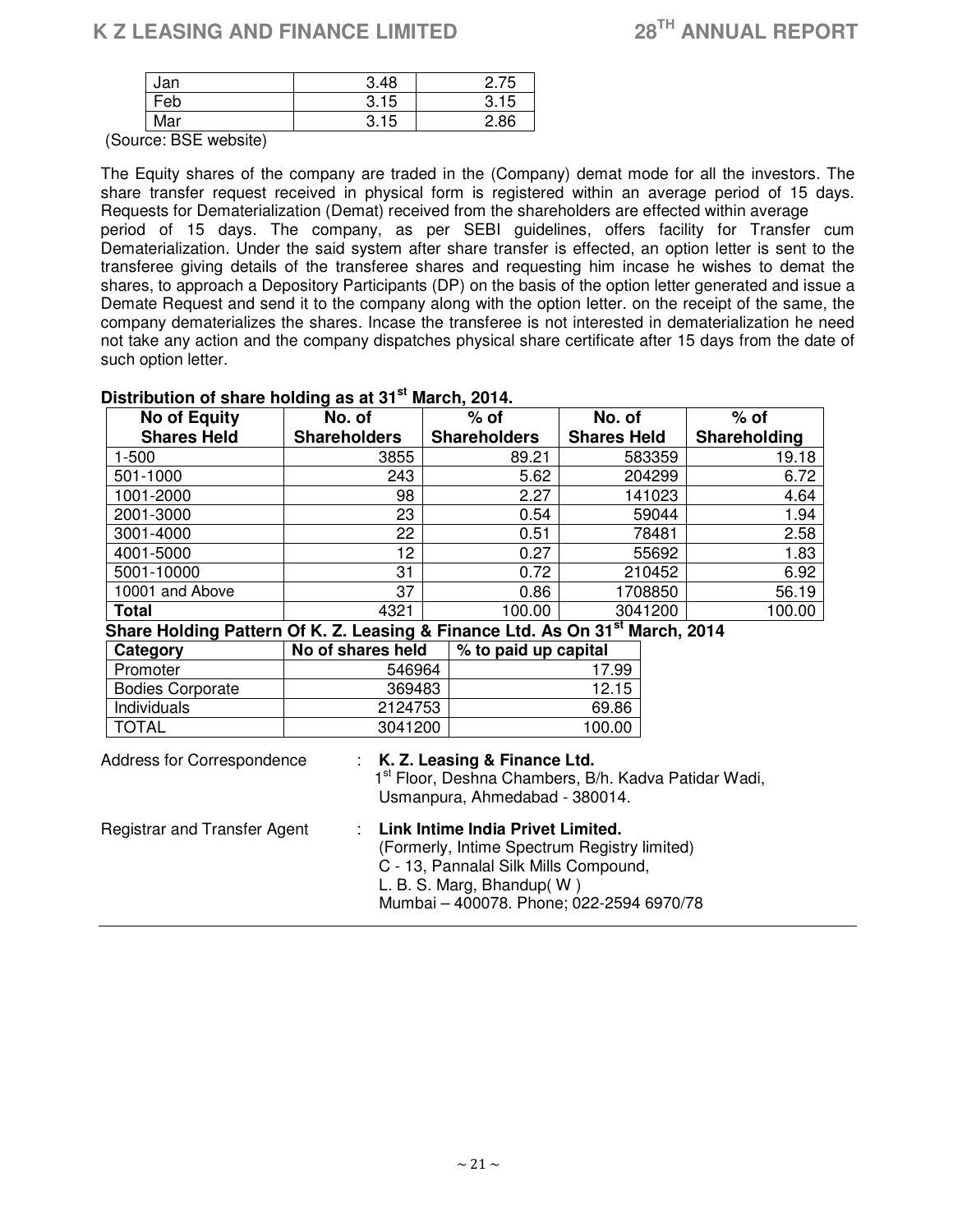| Jan | 3.48 | 2.75 |
|---|---|---|
| Feb | 3.15 | 3.15 |
| Mar | 3.15 | 2.86 |

(Source: BSE website)

The Equity shares of the company are traded in the (Company) demat mode for all the investors. The share transfer request received in physical form is registered within an average period of 15 days. Requests for Dematerialization (Demat) received from the shareholders are effected within average period of 15 days. The company, as per SEBI guidelines, offers facility for Transfer cum Dematerialization. Under the said system after share transfer is effected, an option letter is sent to the transferee giving details of the transferee shares and requesting him incase he wishes to demat the shares, to approach a Depository Participants (DP) on the basis of the option letter generated and issue a Demate Request and send it to the company along with the option letter. on the receipt of the same, the company dematerializes the shares. Incase the transferee is not interested in dematerialization he need not take any action and the company dispatches physical share certificate after 15 days from the date of such option letter.

**Distribution of share holding as at 31st March, 2014.**

| No of Equity Shares Held | No. of Shareholders | % of Shareholders | No. of Shares Held | % of Shareholding |
|---|---|---|---|---|
| 1-500 | 3855 | 89.21 | 583359 | 19.18 |
| 501-1000 | 243 | 5.62 | 204299 | 6.72 |
| 1001-2000 | 98 | 2.27 | 141023 | 4.64 |
| 2001-3000 | 23 | 0.54 | 59044 | 1.94 |
| 3001-4000 | 22 | 0.51 | 78481 | 2.58 |
| 4001-5000 | 12 | 0.27 | 55692 | 1.83 |
| 5001-10000 | 31 | 0.72 | 210452 | 6.92 |
| 10001 and Above | 37 | 0.86 | 1708850 | 56.19 |
| **Total** | 4321 | 100.00 | 3041200 | 100.00 |

**Share Holding Pattern Of K. Z. Leasing & Finance Ltd. As On 31st March, 2014**

| Category | No of shares held | % to paid up capital |
|---|---|---|
| Promoter | 546964 | 17.99 |
| Bodies Corporate | 369483 | 12.15 |
| Individuals | 2124753 | 69.86 |
| TOTAL | 3041200 | 100.00 |

Address for Correspondence : **K. Z. Leasing & Finance Ltd.**
1st Floor, Deshna Chambers, B/h. Kadva Patidar Wadi,
Usmanpura, Ahmedabad - 380014.

Registrar and Transfer Agent : **Link Intime India Privet Limited.**
(Formerly, Intime Spectrum Registry limited)
C - 13, Pannalal Silk Mills Compound,
L. B. S. Marg, Bhandup( W )
Mumbai – 400078. Phone; 022-2594 6970/78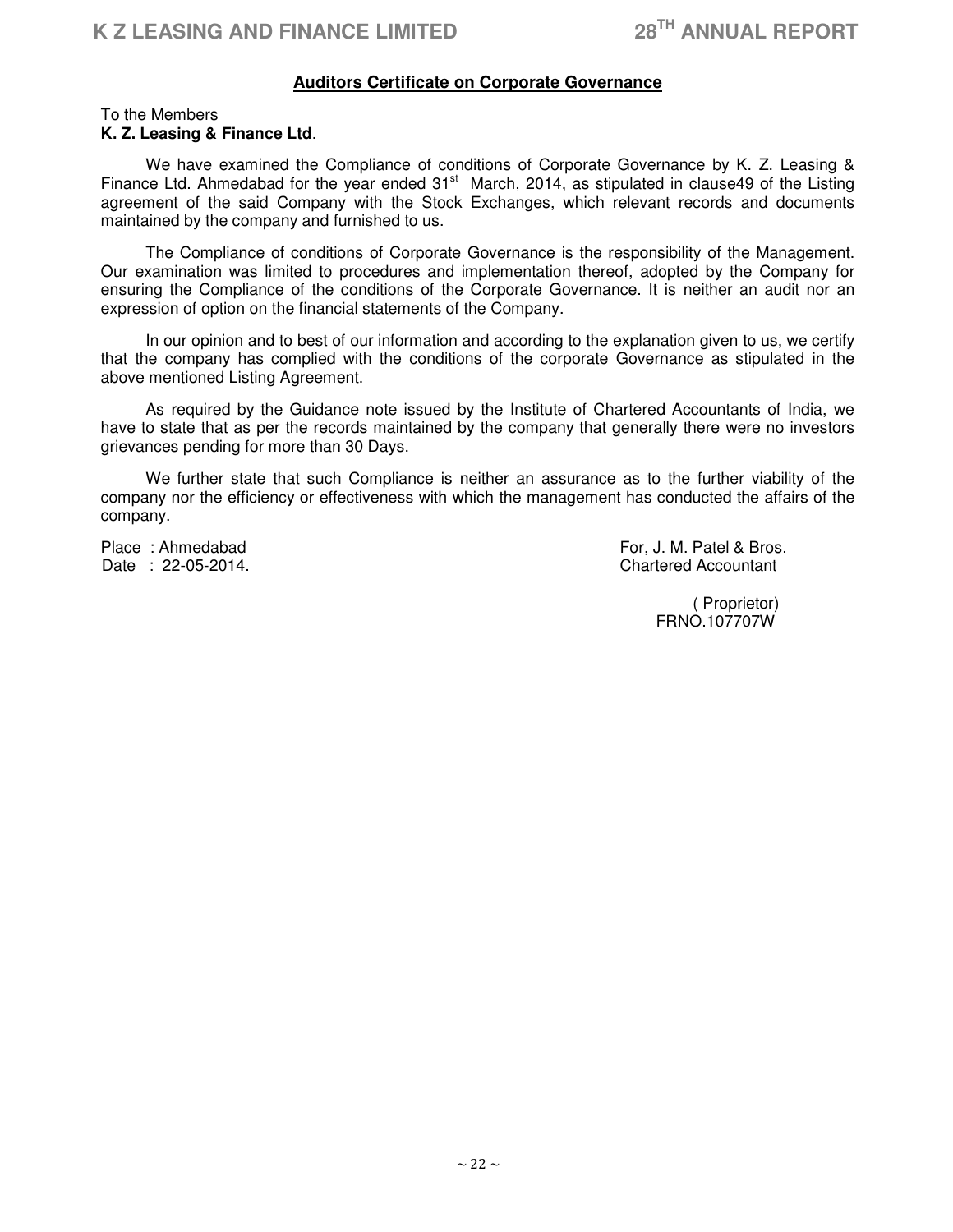## Auditors Certificate on Corporate Governance

To the Members
**K. Z. Leasing & Finance Ltd**.

We have examined the Compliance of conditions of Corporate Governance by K. Z. Leasing & Finance Ltd. Ahmedabad for the year ended 31st March, 2014, as stipulated in clause49 of the Listing agreement of the said Company with the Stock Exchanges, which relevant records and documents maintained by the company and furnished to us.

The Compliance of conditions of Corporate Governance is the responsibility of the Management. Our examination was limited to procedures and implementation thereof, adopted by the Company for ensuring the Compliance of the conditions of the Corporate Governance. It is neither an audit nor an expression of option on the financial statements of the Company.

In our opinion and to best of our information and according to the explanation given to us, we certify that the company has complied with the conditions of the corporate Governance as stipulated in the above mentioned Listing Agreement.

As required by the Guidance note issued by the Institute of Chartered Accountants of India, we have to state that as per the records maintained by the company that generally there were no investors grievances pending for more than 30 Days.

We further state that such Compliance is neither an assurance as to the further viability of the company nor the efficiency or effectiveness with which the management has conducted the affairs of the company.

Place : Ahmedabad
Date : 22-05-2014.

For, J. M. Patel & Bros.
Chartered Accountant

( Proprietor)
FRNO.107707W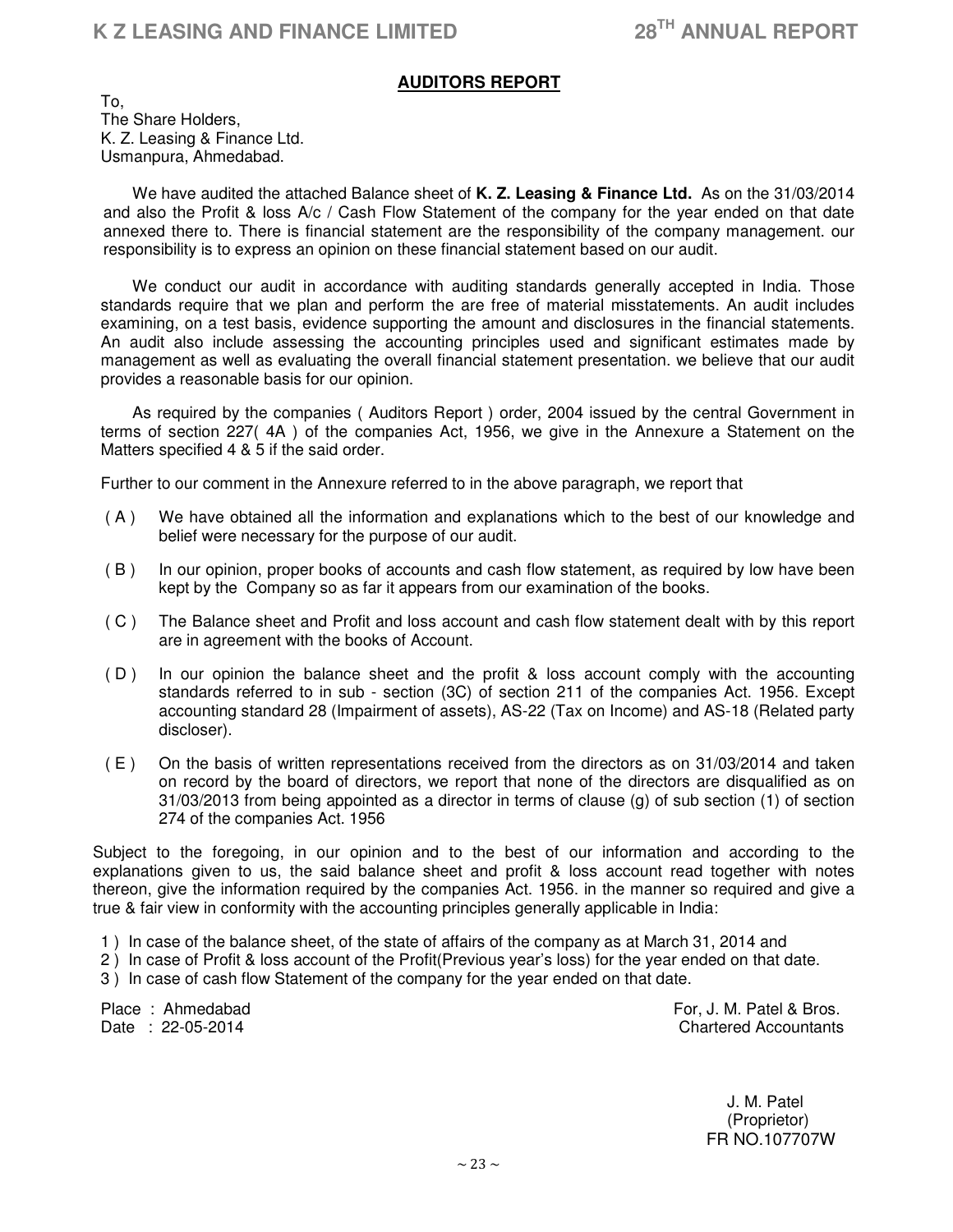## AUDITORS REPORT

To,
The Share Holders,
K. Z. Leasing & Finance Ltd.
Usmanpura, Ahmedabad.

We have audited the attached Balance sheet of **K. Z. Leasing & Finance Ltd.** As on the 31/03/2014 and also the Profit & loss A/c / Cash Flow Statement of the company for the year ended on that date annexed there to. There is financial statement are the responsibility of the company management. our responsibility is to express an opinion on these financial statement based on our audit.

We conduct our audit in accordance with auditing standards generally accepted in India. Those standards require that we plan and perform the are free of material misstatements. An audit includes examining, on a test basis, evidence supporting the amount and disclosures in the financial statements. An audit also include assessing the accounting principles used and significant estimates made by management as well as evaluating the overall financial statement presentation. we believe that our audit provides a reasonable basis for our opinion.

As required by the companies ( Auditors Report ) order, 2004 issued by the central Government in terms of section 227( 4A ) of the companies Act, 1956, we give in the Annexure a Statement on the Matters specified 4 & 5 if the said order.

Further to our comment in the Annexure referred to in the above paragraph, we report that

( A ) We have obtained all the information and explanations which to the best of our knowledge and belief were necessary for the purpose of our audit.

( B ) In our opinion, proper books of accounts and cash flow statement, as required by low have been kept by the Company so as far it appears from our examination of the books.

( C ) The Balance sheet and Profit and loss account and cash flow statement dealt with by this report are in agreement with the books of Account.

( D ) In our opinion the balance sheet and the profit & loss account comply with the accounting standards referred to in sub - section (3C) of section 211 of the companies Act. 1956. Except accounting standard 28 (Impairment of assets), AS-22 (Tax on Income) and AS-18 (Related party discloser).

( E ) On the basis of written representations received from the directors as on 31/03/2014 and taken on record by the board of directors, we report that none of the directors are disqualified as on 31/03/2013 from being appointed as a director in terms of clause (g) of sub section (1) of section 274 of the companies Act. 1956

Subject to the foregoing, in our opinion and to the best of our information and according to the explanations given to us, the said balance sheet and profit & loss account read together with notes thereon, give the information required by the companies Act. 1956. in the manner so required and give a true & fair view in conformity with the accounting principles generally applicable in India:

1 ) In case of the balance sheet, of the state of affairs of the company as at March 31, 2014 and
2 ) In case of Profit & loss account of the Profit(Previous year's loss) for the year ended on that date.
3 ) In case of cash flow Statement of the company for the year ended on that date.

Place : Ahmedabad
Date : 22-05-2014

For, J. M. Patel & Bros.
Chartered Accountants

J. M. Patel
(Proprietor)
FR NO.107707W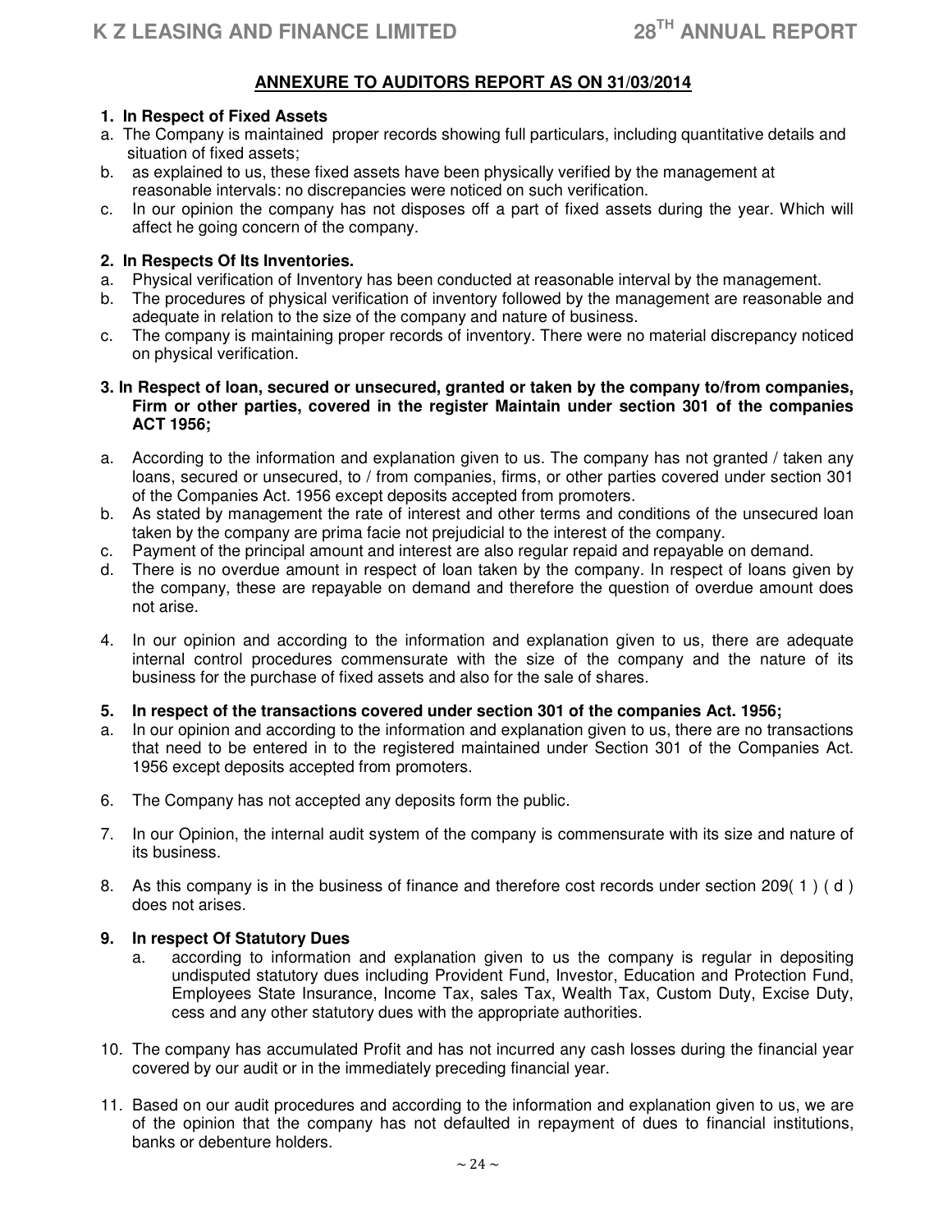## ANNEXURE TO AUDITORS REPORT AS ON 31/03/2014

**1. In Respect of Fixed Assets**

a. The Company is maintained proper records showing full particulars, including quantitative details and situation of fixed assets;

b. as explained to us, these fixed assets have been physically verified by the management at reasonable intervals: no discrepancies were noticed on such verification.

c. In our opinion the company has not disposes off a part of fixed assets during the year. Which will affect he going concern of the company.

**2. In Respects Of Its Inventories.**

a. Physical verification of Inventory has been conducted at reasonable interval by the management.

b. The procedures of physical verification of inventory followed by the management are reasonable and adequate in relation to the size of the company and nature of business.

c. The company is maintaining proper records of inventory. There were no material discrepancy noticed on physical verification.

**3. In Respect of loan, secured or unsecured, granted or taken by the company to/from companies, Firm or other parties, covered in the register Maintain under section 301 of the companies ACT 1956;**

a. According to the information and explanation given to us. The company has not granted / taken any loans, secured or unsecured, to / from companies, firms, or other parties covered under section 301 of the Companies Act. 1956 except deposits accepted from promoters.

b. As stated by management the rate of interest and other terms and conditions of the unsecured loan taken by the company are prima facie not prejudicial to the interest of the company.

c. Payment of the principal amount and interest are also regular repaid and repayable on demand.

d. There is no overdue amount in respect of loan taken by the company. In respect of loans given by the company, these are repayable on demand and therefore the question of overdue amount does not arise.

4. In our opinion and according to the information and explanation given to us, there are adequate internal control procedures commensurate with the size of the company and the nature of its business for the purchase of fixed assets and also for the sale of shares.

**5. In respect of the transactions covered under section 301 of the companies Act. 1956;**

a. In our opinion and according to the information and explanation given to us, there are no transactions that need to be entered in to the registered maintained under Section 301 of the Companies Act. 1956 except deposits accepted from promoters.

6. The Company has not accepted any deposits form the public.

7. In our Opinion, the internal audit system of the company is commensurate with its size and nature of its business.

8. As this company is in the business of finance and therefore cost records under section 209( 1 ) ( d ) does not arises.

**9. In respect Of Statutory Dues**

a. according to information and explanation given to us the company is regular in depositing undisputed statutory dues including Provident Fund, Investor, Education and Protection Fund, Employees State Insurance, Income Tax, sales Tax, Wealth Tax, Custom Duty, Excise Duty, cess and any other statutory dues with the appropriate authorities.

10. The company has accumulated Profit and has not incurred any cash losses during the financial year covered by our audit or in the immediately preceding financial year.

11. Based on our audit procedures and according to the information and explanation given to us, we are of the opinion that the company has not defaulted in repayment of dues to financial institutions, banks or debenture holders.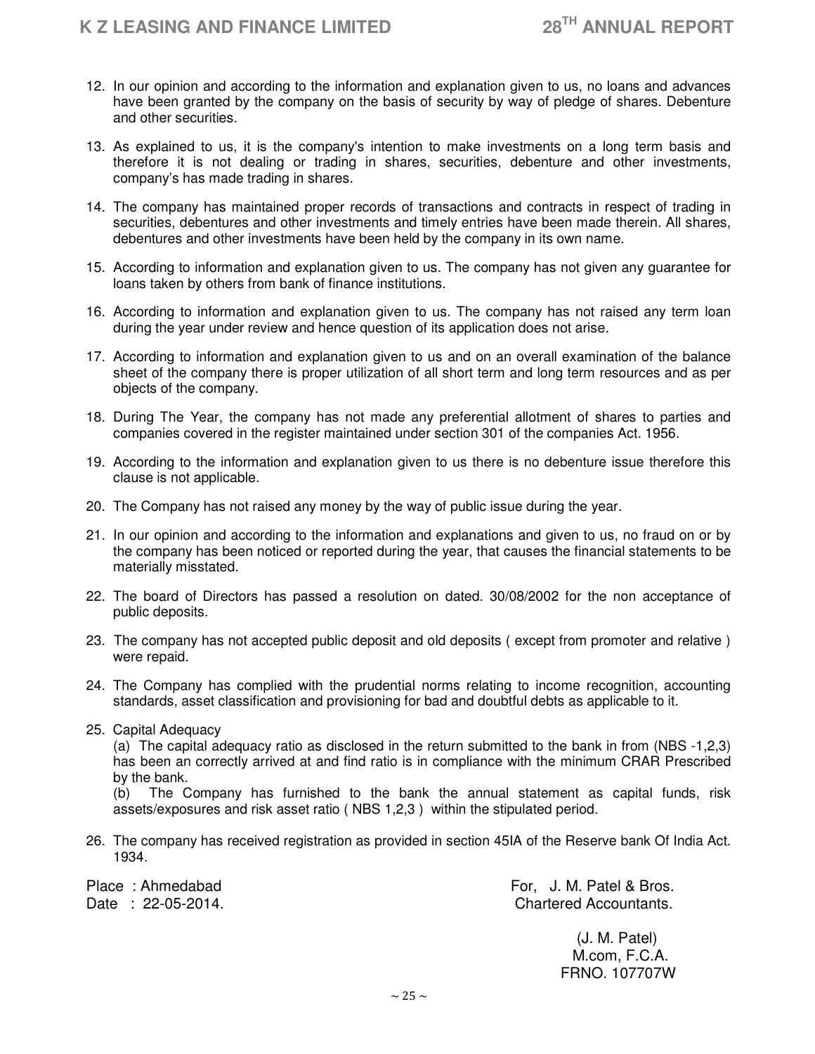12. In our opinion and according to the information and explanation given to us, no loans and advances have been granted by the company on the basis of security by way of pledge of shares. Debenture and other securities.

13. As explained to us, it is the company's intention to make investments on a long term basis and therefore it is not dealing or trading in shares, securities, debenture and other investments, company's has made trading in shares.

14. The company has maintained proper records of transactions and contracts in respect of trading in securities, debentures and other investments and timely entries have been made therein. All shares, debentures and other investments have been held by the company in its own name.

15. According to information and explanation given to us. The company has not given any guarantee for loans taken by others from bank of finance institutions.

16. According to information and explanation given to us. The company has not raised any term loan during the year under review and hence question of its application does not arise.

17. According to information and explanation given to us and on an overall examination of the balance sheet of the company there is proper utilization of all short term and long term resources and as per objects of the company.

18. During The Year, the company has not made any preferential allotment of shares to parties and companies covered in the register maintained under section 301 of the companies Act. 1956.

19. According to the information and explanation given to us there is no debenture issue therefore this clause is not applicable.

20. The Company has not raised any money by the way of public issue during the year.

21. In our opinion and according to the information and explanations and given to us, no fraud on or by the company has been noticed or reported during the year, that causes the financial statements to be materially misstated.

22. The board of Directors has passed a resolution on dated. 30/08/2002 for the non acceptance of public deposits.

23. The company has not accepted public deposit and old deposits ( except from promoter and relative ) were repaid.

24. The Company has complied with the prudential norms relating to income recognition, accounting standards, asset classification and provisioning for bad and doubtful debts as applicable to it.

25. Capital Adequacy
    (a) The capital adequacy ratio as disclosed in the return submitted to the bank in from (NBS -1,2,3) has been an correctly arrived at and find ratio is in compliance with the minimum CRAR Prescribed by the bank.
    (b) The Company has furnished to the bank the annual statement as capital funds, risk assets/exposures and risk asset ratio ( NBS 1,2,3 ) within the stipulated period.

26. The company has received registration as provided in section 45IA of the Reserve bank Of India Act. 1934.

Place : Ahmedabad
Date : 22-05-2014.

For, J. M. Patel & Bros.
Chartered Accountants.

(J. M. Patel)
M.com, F.C.A.
FRNO. 107707W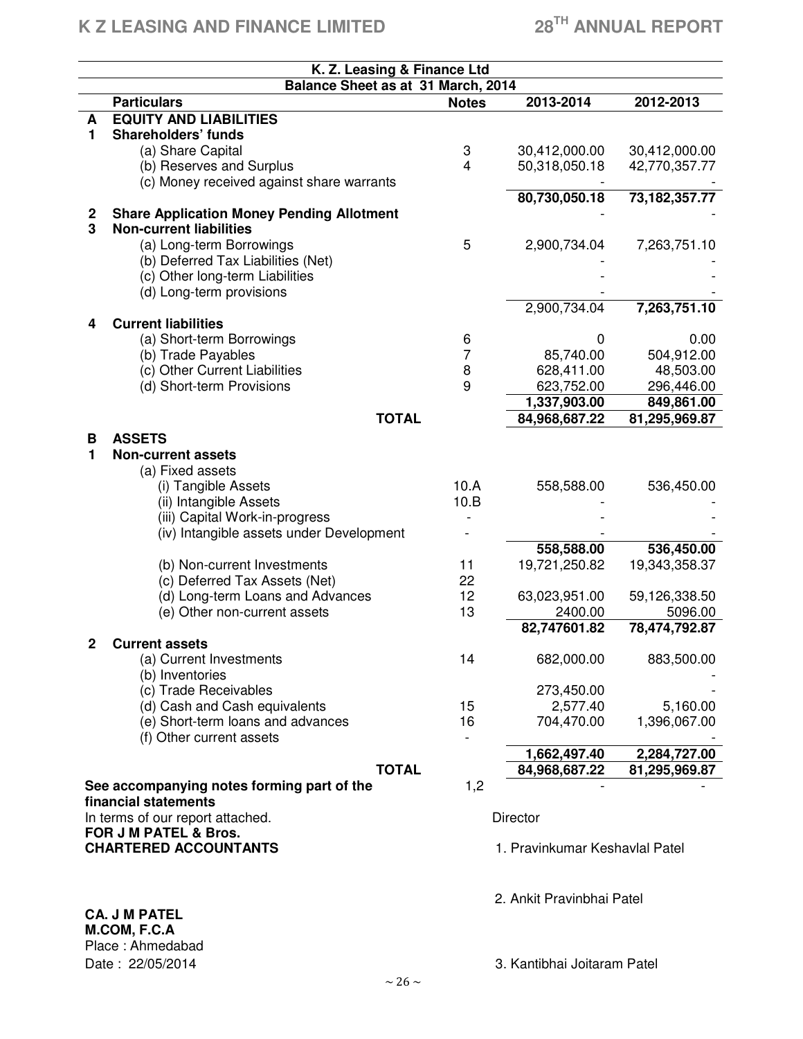## K. Z. Leasing & Finance Ltd

### Balance Sheet as at 31 March, 2014

| | Particulars | Notes | 2013-2014 | 2012-2013 |
|---|---|---|---|---|
| **A** | **EQUITY AND LIABILITIES** | | | |
| **1** | **Shareholders' funds** | | | |
| | (a) Share Capital | 3 | 30,412,000.00 | 30,412,000.00 |
| | (b) Reserves and Surplus | 4 | 50,318,050.18 | 42,770,357.77 |
| | (c) Money received against share warrants | | - | - |
| | | | **80,730,050.18** | **73,182,357.77** |
| **2** | **Share Application Money Pending Allotment** | | - | - |
| **3** | **Non-current liabilities** | | | |
| | (a) Long-term Borrowings | 5 | 2,900,734.04 | 7,263,751.10 |
| | (b) Deferred Tax Liabilities (Net) | | - | - |
| | (c) Other long-term Liabilities | | - | - |
| | (d) Long-term provisions | | - | - |
| | | | 2,900,734.04 | **7,263,751.10** |
| **4** | **Current liabilities** | | | |
| | (a) Short-term Borrowings | 6 | 0 | 0.00 |
| | (b) Trade Payables | 7 | 85,740.00 | 504,912.00 |
| | (c) Other Current Liabilities | 8 | 628,411.00 | 48,503.00 |
| | (d) Short-term Provisions | 9 | 623,752.00 | 296,446.00 |
| | | | **1,337,903.00** | **849,861.00** |
| | **TOTAL** | | **84,968,687.22** | **81,295,969.87** |
| **B** | **ASSETS** | | | |
| **1** | **Non-current assets** | | | |
| | (a) Fixed assets | | | |
| | (i) Tangible Assets | 10.A | 558,588.00 | 536,450.00 |
| | (ii) Intangible Assets | 10.B | - | - |
| | (iii) Capital Work-in-progress | - | - | - |
| | (iv) Intangible assets under Development | - | - | - |
| | | | **558,588.00** | **536,450.00** |
| | (b) Non-current Investments | 11 | 19,721,250.82 | 19,343,358.37 |
| | (c) Deferred Tax Assets (Net) | 22 | | |
| | (d) Long-term Loans and Advances | 12 | 63,023,951.00 | 59,126,338.50 |
| | (e) Other non-current assets | 13 | 2400.00 | 5096.00 |
| | | | **82,747601.82** | **78,474,792.87** |
| **2** | **Current assets** | | | |
| | (a) Current Investments | 14 | 682,000.00 | 883,500.00 |
| | (b) Inventories | | | - |
| | (c) Trade Receivables | | 273,450.00 | - |
| | (d) Cash and Cash equivalents | 15 | 2,577.40 | 5,160.00 |
| | (e) Short-term loans and advances | 16 | 704,470.00 | 1,396,067.00 |
| | (f) Other current assets | - | | - |
| | | | **1,662,497.40** | **2,284,727.00** |
| | **TOTAL** | | **84,968,687.22** | **81,295,969.87** |
| | **See accompanying notes forming part of the financial statements** | 1,2 | - | - |

In terms of our report attached.

**FOR J M PATEL & Bros.**
**CHARTERED ACCOUNTANTS**

**CA. J M PATEL**
**M.COM, F.C.A**
Place : Ahmedabad
Date : 22/05/2014

Director

1. Pravinkumar Keshavlal Patel

2. Ankit Pravinbhai Patel

3. Kantibhai Joitaram Patel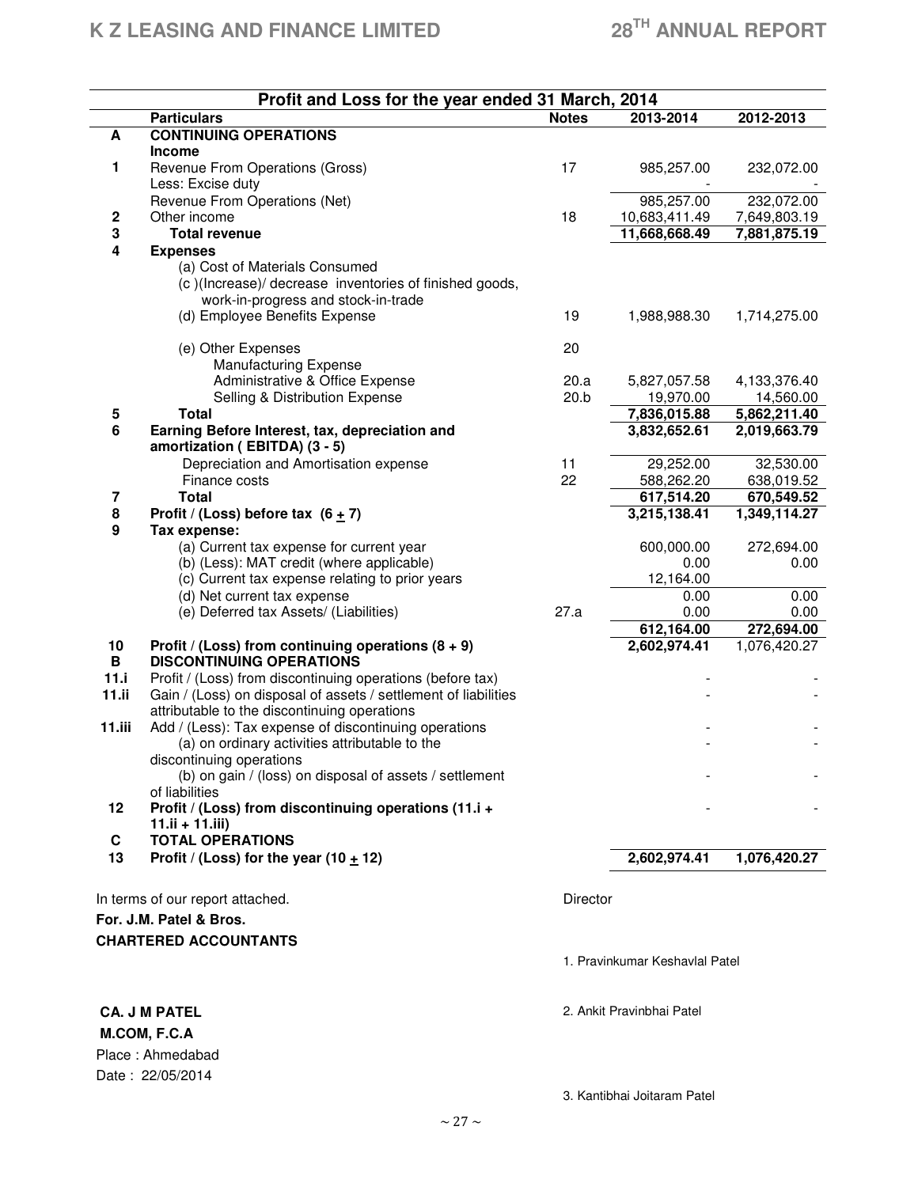## Profit and Loss for the year ended 31 March, 2014

| | Particulars | Notes | 2013-2014 | 2012-2013 |
|---|---|---|---|---|
| **A** | **CONTINUING OPERATIONS** | | | |
| | **Income** | | | |
| 1 | Revenue From Operations (Gross) | 17 | 985,257.00 | 232,072.00 |
| | Less: Excise duty | | - | - |
| | Revenue From Operations (Net) | | 985,257.00 | 232,072.00 |
| 2 | Other income | 18 | 10,683,411.49 | 7,649,803.19 |
| 3 | **Total revenue** | | **11,668,668.49** | **7,881,875.19** |
| 4 | **Expenses** | | | |
| | (a) Cost of Materials Consumed | | | |
| | (c )(Increase)/ decrease inventories of finished goods, work-in-progress and stock-in-trade | | | |
| | (d) Employee Benefits Expense | 19 | 1,988,988.30 | 1,714,275.00 |
| | (e) Other Expenses | 20 | | |
| | Manufacturing Expense | | | |
| | Administrative & Office Expense | 20.a | 5,827,057.58 | 4,133,376.40 |
| | Selling & Distribution Expense | 20.b | 19,970.00 | 14,560.00 |
| 5 | **Total** | | **7,836,015.88** | **5,862,211.40** |
| 6 | **Earning Before Interest, tax, depreciation and amortization ( EBITDA) (3 - 5)** | | **3,832,652.61** | **2,019,663.79** |
| | Depreciation and Amortisation expense | 11 | 29,252.00 | 32,530.00 |
| | Finance costs | 22 | 588,262.20 | 638,019.52 |
| 7 | **Total** | | **617,514.20** | **670,549.52** |
| 8 | **Profit / (Loss) before tax (6 ± 7)** | | **3,215,138.41** | **1,349,114.27** |
| 9 | **Tax expense:** | | | |
| | (a) Current tax expense for current year | | 600,000.00 | 272,694.00 |
| | (b) (Less): MAT credit (where applicable) | | 0.00 | 0.00 |
| | (c) Current tax expense relating to prior years | | 12,164.00 | |
| | (d) Net current tax expense | | 0.00 | 0.00 |
| | (e) Deferred tax Assets/ (Liabilities) | 27.a | 0.00 | 0.00 |
| | | | **612,164.00** | **272,694.00** |
| 10 | **Profit / (Loss) from continuing operations (8 + 9)** | | **2,602,974.41** | 1,076,420.27 |
| **B** | **DISCONTINUING OPERATIONS** | | | |
| 11.i | Profit / (Loss) from discontinuing operations (before tax) | | - | - |
| 11.ii | Gain / (Loss) on disposal of assets / settlement of liabilities attributable to the discontinuing operations | | - | - |
| 11.iii | Add / (Less): Tax expense of discontinuing operations | | - | - |
| | (a) on ordinary activities attributable to the discontinuing operations | | - | - |
| | (b) on gain / (loss) on disposal of assets / settlement of liabilities | | - | - |
| 12 | **Profit / (Loss) from discontinuing operations (11.i + 11.ii + 11.iii)** | | - | - |
| **C** | **TOTAL OPERATIONS** | | | |
| 13 | **Profit / (Loss) for the year (10 ± 12)** | | **2,602,974.41** | **1,076,420.27** |

In terms of our report attached.

**For. J.M. Patel & Bros.**

**CHARTERED ACCOUNTANTS**

**CA. J M PATEL**

**M.COM, F.C.A**

Place : Ahmedabad

Date : 22/05/2014

Director

1. Pravinkumar Keshavlal Patel

2. Ankit Pravinbhai Patel

3. Kantibhai Joitaram Patel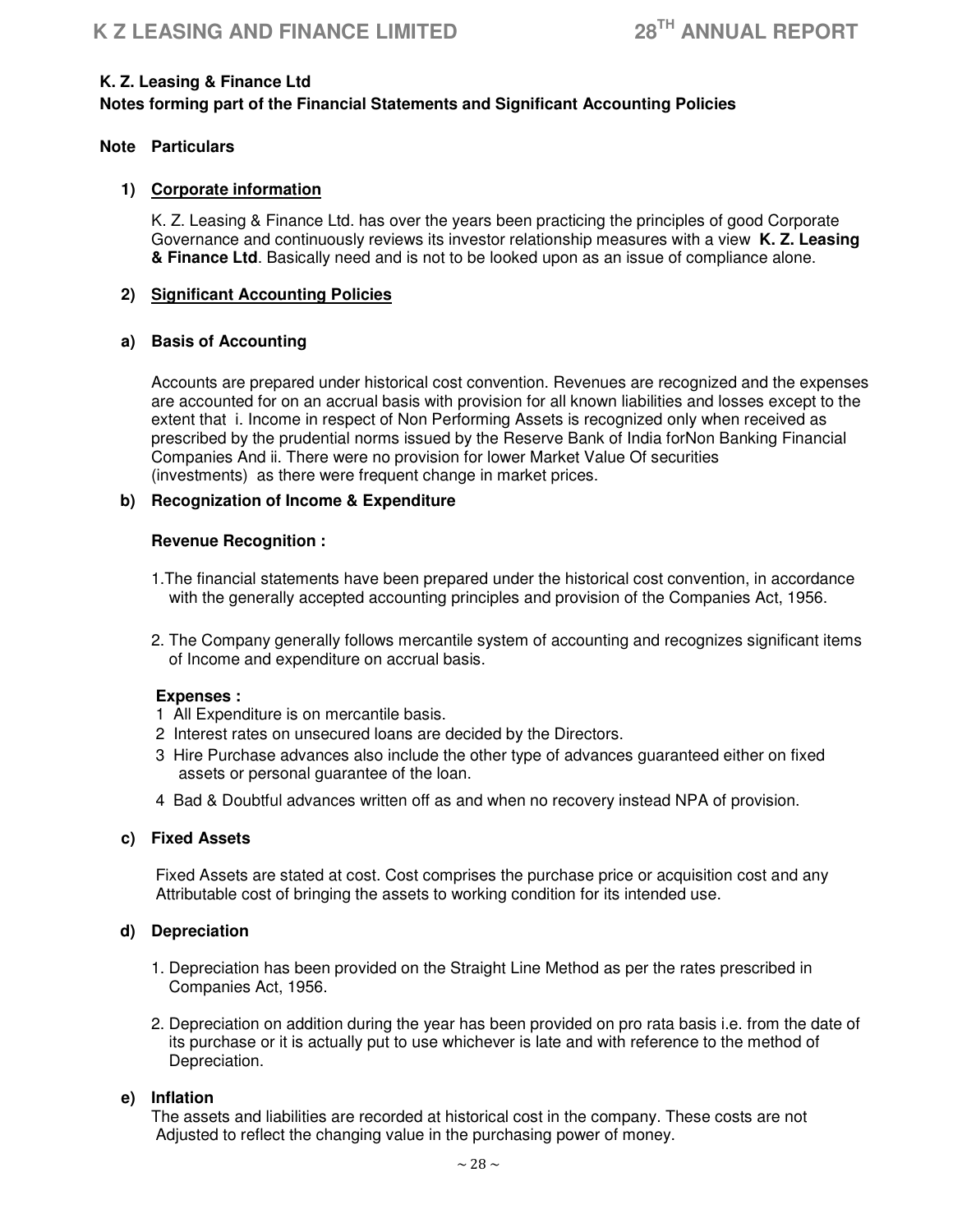**K. Z. Leasing & Finance Ltd**

**Notes forming part of the Financial Statements and Significant Accounting Policies**

**Note Particulars**

**1) Corporate information**

K. Z. Leasing & Finance Ltd. has over the years been practicing the principles of good Corporate Governance and continuously reviews its investor relationship measures with a view **K. Z. Leasing & Finance Ltd**. Basically need and is not to be looked upon as an issue of compliance alone.

**2) Significant Accounting Policies**

**a) Basis of Accounting**

Accounts are prepared under historical cost convention. Revenues are recognized and the expenses are accounted for on an accrual basis with provision for all known liabilities and losses except to the extent that i. Income in respect of Non Performing Assets is recognized only when received as prescribed by the prudential norms issued by the Reserve Bank of India forNon Banking Financial Companies And ii. There were no provision for lower Market Value Of securities (investments) as there were frequent change in market prices.

**b) Recognization of Income & Expenditure**

**Revenue Recognition :**

1. The financial statements have been prepared under the historical cost convention, in accordance with the generally accepted accounting principles and provision of the Companies Act, 1956.

2. The Company generally follows mercantile system of accounting and recognizes significant items of Income and expenditure on accrual basis.

**Expenses :**

1 All Expenditure is on mercantile basis.
2 Interest rates on unsecured loans are decided by the Directors.
3 Hire Purchase advances also include the other type of advances guaranteed either on fixed assets or personal guarantee of the loan.
4 Bad & Doubtful advances written off as and when no recovery instead NPA of provision.

**c) Fixed Assets**

Fixed Assets are stated at cost. Cost comprises the purchase price or acquisition cost and any Attributable cost of bringing the assets to working condition for its intended use.

**d) Depreciation**

1. Depreciation has been provided on the Straight Line Method as per the rates prescribed in Companies Act, 1956.

2. Depreciation on addition during the year has been provided on pro rata basis i.e. from the date of its purchase or it is actually put to use whichever is late and with reference to the method of Depreciation.

**e) Inflation**

The assets and liabilities are recorded at historical cost in the company. These costs are not Adjusted to reflect the changing value in the purchasing power of money.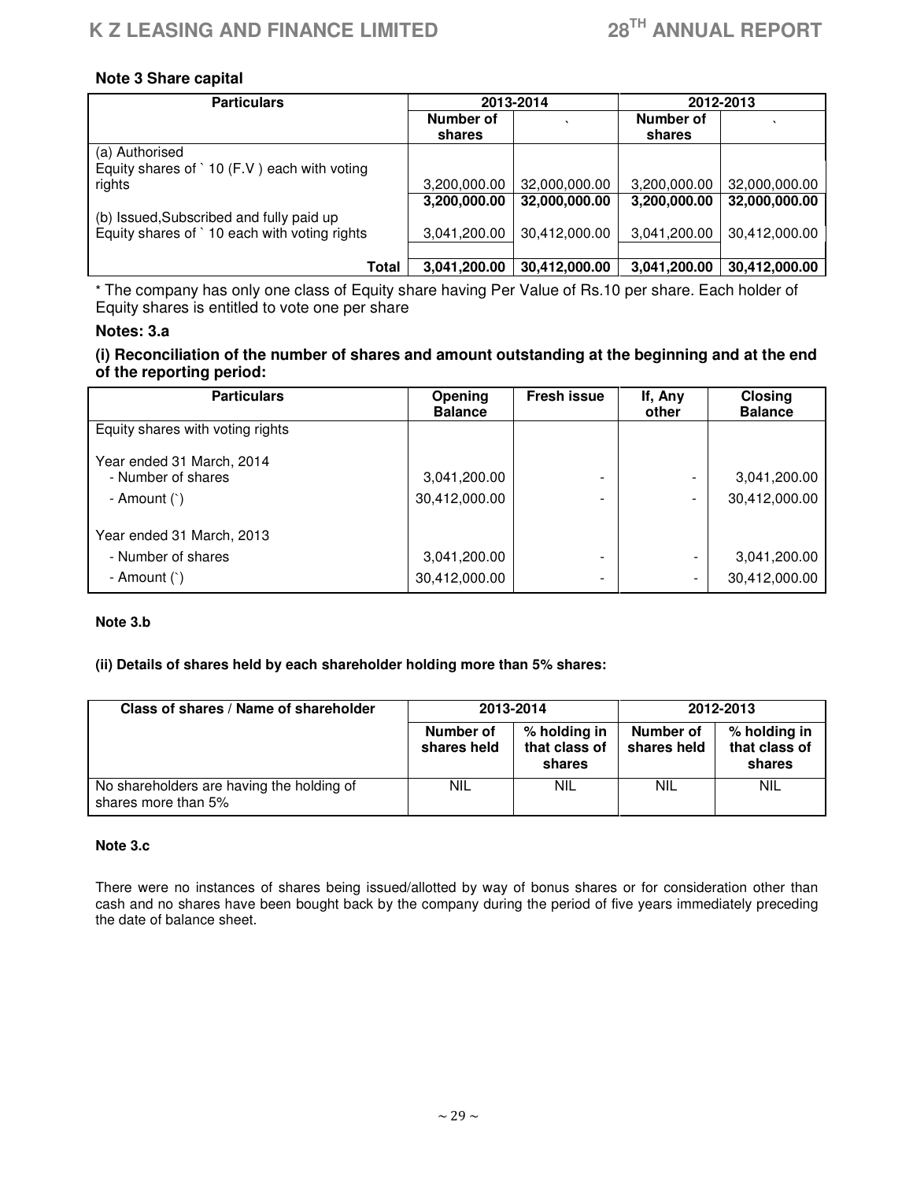## Note 3 Share capital

| Particulars | 2013-2014 | | 2012-2013 | |
|---|---|---|---|---|
| | Number of shares | ` | Number of shares | ` |
| (a) Authorised<br>Equity shares of ` 10 (F.V ) each with voting rights | 3,200,000.00 | 32,000,000.00 | 3,200,000.00 | 32,000,000.00 |
| | **3,200,000.00** | **32,000,000.00** | **3,200,000.00** | **32,000,000.00** |
| (b) Issued,Subscribed and fully paid up<br>Equity shares of ` 10 each with voting rights | 3,041,200.00 | 30,412,000.00 | 3,041,200.00 | 30,412,000.00 |
| **Total** | **3,041,200.00** | **30,412,000.00** | **3,041,200.00** | **30,412,000.00** |

* The company has only one class of Equity share having Per Value of Rs.10 per share. Each holder of Equity shares is entitled to vote one per share

### Notes: 3.a

**(i) Reconciliation of the number of shares and amount outstanding at the beginning and at the end of the reporting period:**

| Particulars | Opening Balance | Fresh issue | If, Any other | Closing Balance |
|---|---|---|---|---|
| Equity shares with voting rights | | | | |
| Year ended 31 March, 2014 | | | | |
| - Number of shares | 3,041,200.00 | - | - | 3,041,200.00 |
| - Amount (`) | 30,412,000.00 | - | - | 30,412,000.00 |
| Year ended 31 March, 2013 | | | | |
| - Number of shares | 3,041,200.00 | - | - | 3,041,200.00 |
| - Amount (`) | 30,412,000.00 | - | - | 30,412,000.00 |

**Note 3.b**

**(ii) Details of shares held by each shareholder holding more than 5% shares:**

| Class of shares / Name of shareholder | 2013-2014 | | 2012-2013 | |
|---|---|---|---|---|
| | Number of shares held | % holding in that class of shares | Number of shares held | % holding in that class of shares |
| No shareholders are having the holding of shares more than 5% | NIL | NIL | NIL | NIL |

**Note 3.c**

There were no instances of shares being issued/allotted by way of bonus shares or for consideration other than cash and no shares have been bought back by the company during the period of five years immediately preceding the date of balance sheet.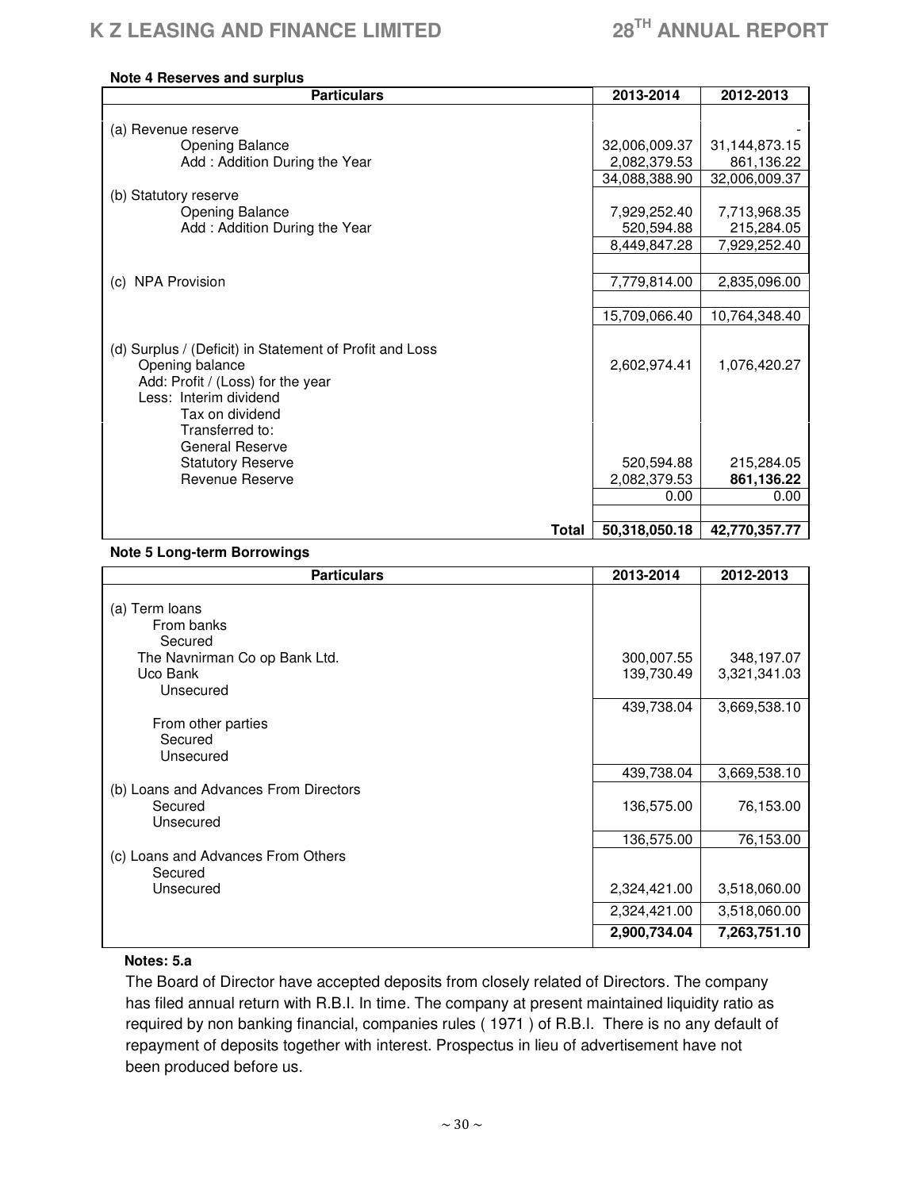**Note 4 Reserves and surplus**

| Particulars | 2013-2014 | 2012-2013 |
|---|---|---|
| (a) Revenue reserve | | - |
| Opening Balance | 32,006,009.37 | 31,144,873.15 |
| Add : Addition During the Year | 2,082,379.53 | 861,136.22 |
| | 34,088,388.90 | 32,006,009.37 |
| (b) Statutory reserve | | |
| Opening Balance | 7,929,252.40 | 7,713,968.35 |
| Add : Addition During the Year | 520,594.88 | 215,284.05 |
| | 8,449,847.28 | 7,929,252.40 |
| (c) NPA Provision | 7,779,814.00 | 2,835,096.00 |
| | 15,709,066.40 | 10,764,348.40 |
| (d) Surplus / (Deficit) in Statement of Profit and Loss | | |
| Opening balance | 2,602,974.41 | 1,076,420.27 |
| Add: Profit / (Loss) for the year | | |
| Less: Interim dividend | | |
| Tax on dividend | | |
| Transferred to: | | |
| General Reserve | | |
| Statutory Reserve | 520,594.88 | 215,284.05 |
| Revenue Reserve | 2,082,379.53 | **861,136.22** |
| | 0.00 | 0.00 |
| **Total** | **50,318,050.18** | **42,770,357.77** |

**Note 5 Long-term Borrowings**

| Particulars | 2013-2014 | 2012-2013 |
|---|---|---|
| (a) Term loans | | |
| From banks | | |
| Secured | | |
| The Navnirman Co op Bank Ltd. | 300,007.55 | 348,197.07 |
| Uco Bank | 139,730.49 | 3,321,341.03 |
| Unsecured | | |
| | 439,738.04 | 3,669,538.10 |
| From other parties | | |
| Secured | | |
| Unsecured | | |
| | 439,738.04 | 3,669,538.10 |
| (b) Loans and Advances From Directors | | |
| Secured | 136,575.00 | 76,153.00 |
| Unsecured | | |
| | 136,575.00 | 76,153.00 |
| (c) Loans and Advances From Others | | |
| Secured | | |
| Unsecured | 2,324,421.00 | 3,518,060.00 |
| | 2,324,421.00 | 3,518,060.00 |
| | **2,900,734.04** | **7,263,751.10** |

**Notes: 5.a**

The Board of Director have accepted deposits from closely related of Directors. The company has filed annual return with R.B.I. In time. The company at present maintained liquidity ratio as required by non banking financial, companies rules ( 1971 ) of R.B.I. There is no any default of repayment of deposits together with interest. Prospectus in lieu of advertisement have not been produced before us.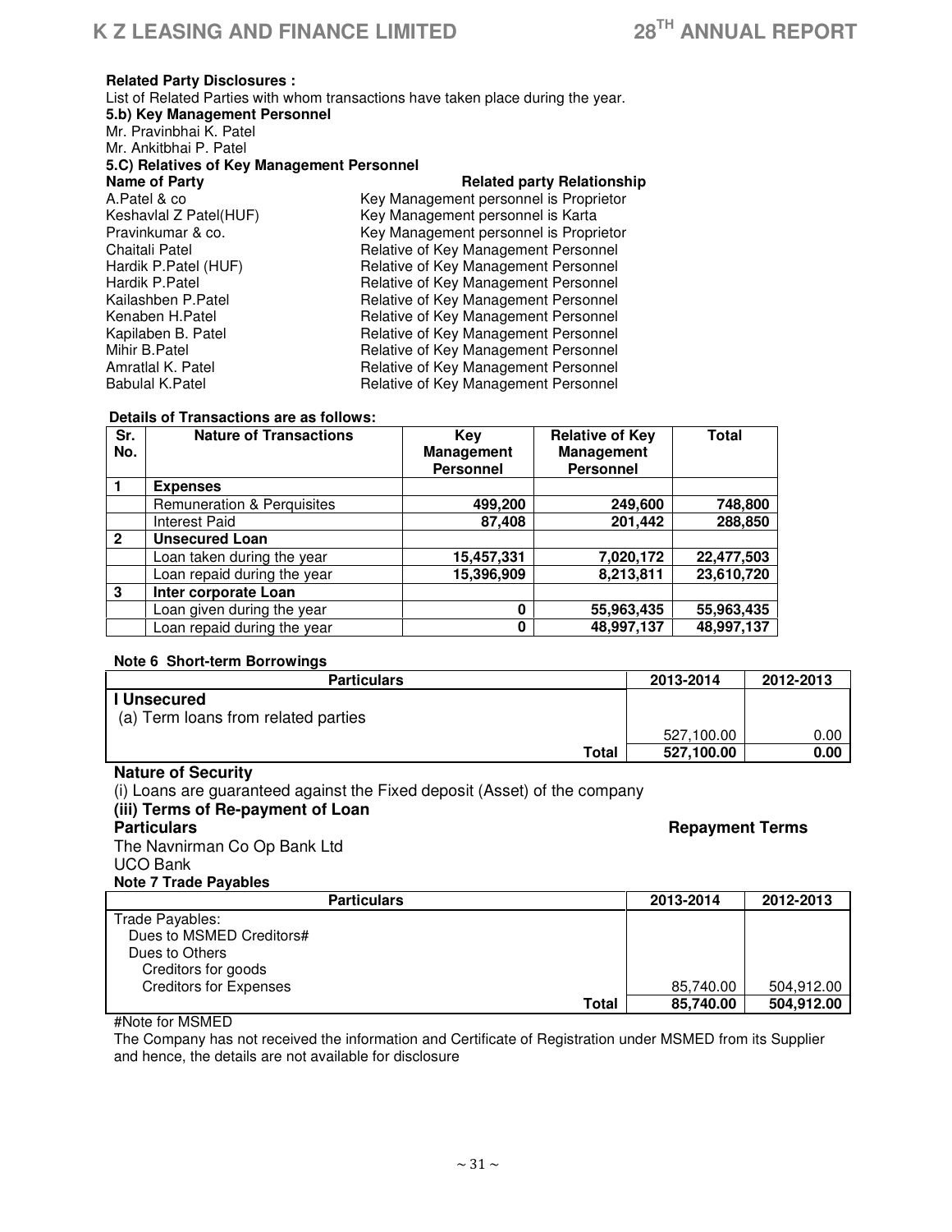**Related Party Disclosures :**

List of Related Parties with whom transactions have taken place during the year.

**5.b) Key Management Personnel**

Mr. Pravinbhai K. Patel
Mr. Ankitbhai P. Patel

**5.C) Relatives of Key Management Personnel**

| Name of Party | Related party Relationship |
|---|---|
| A.Patel & co | Key Management personnel is Proprietor |
| Keshavlal Z Patel(HUF) | Key Management personnel is Karta |
| Pravinkumar & co. | Key Management personnel is Proprietor |
| Chaitali Patel | Relative of Key Management Personnel |
| Hardik P.Patel (HUF) | Relative of Key Management Personnel |
| Hardik P.Patel | Relative of Key Management Personnel |
| Kailashben P.Patel | Relative of Key Management Personnel |
| Kenaben H.Patel | Relative of Key Management Personnel |
| Kapilaben B. Patel | Relative of Key Management Personnel |
| Mihir B.Patel | Relative of Key Management Personnel |
| Amratlal K. Patel | Relative of Key Management Personnel |
| Babulal K.Patel | Relative of Key Management Personnel |

**Details of Transactions are as follows:**

| Sr. No. | Nature of Transactions | Key Management Personnel | Relative of Key Management Personnel | Total |
|---|---|---|---|---|
| 1 | **Expenses** | | | |
| | Remuneration & Perquisites | 499,200 | 249,600 | 748,800 |
| | Interest Paid | 87,408 | 201,442 | 288,850 |
| 2 | **Unsecured Loan** | | | |
| | Loan taken during the year | 15,457,331 | 7,020,172 | 22,477,503 |
| | Loan repaid during the year | 15,396,909 | 8,213,811 | 23,610,720 |
| 3 | **Inter corporate Loan** | | | |
| | Loan given during the year | 0 | 55,963,435 | 55,963,435 |
| | Loan repaid during the year | 0 | 48,997,137 | 48,997,137 |

**Note 6 Short-term Borrowings**

| Particulars | 2013-2014 | 2012-2013 |
|---|---|---|
| **I Unsecured** | | |
| (a) Term loans from related parties | 527,100.00 | 0.00 |
| **Total** | **527,100.00** | **0.00** |

**Nature of Security**

(i) Loans are guaranteed against the Fixed deposit (Asset) of the company

**(iii) Terms of Re-payment of Loan**

| Particulars | Repayment Terms |
|---|---|
| The Navnirman Co Op Bank Ltd | |
| UCO Bank | |

**Note 7 Trade Payables**

| Particulars | 2013-2014 | 2012-2013 |
|---|---|---|
| Trade Payables: | | |
| Dues to MSMED Creditors# | | |
| Dues to Others | | |
| Creditors for goods | | |
| Creditors for Expenses | 85,740.00 | 504,912.00 |
| **Total** | **85,740.00** | **504,912.00** |

#Note for MSMED

The Company has not received the information and Certificate of Registration under MSMED from its Supplier and hence, the details are not available for disclosure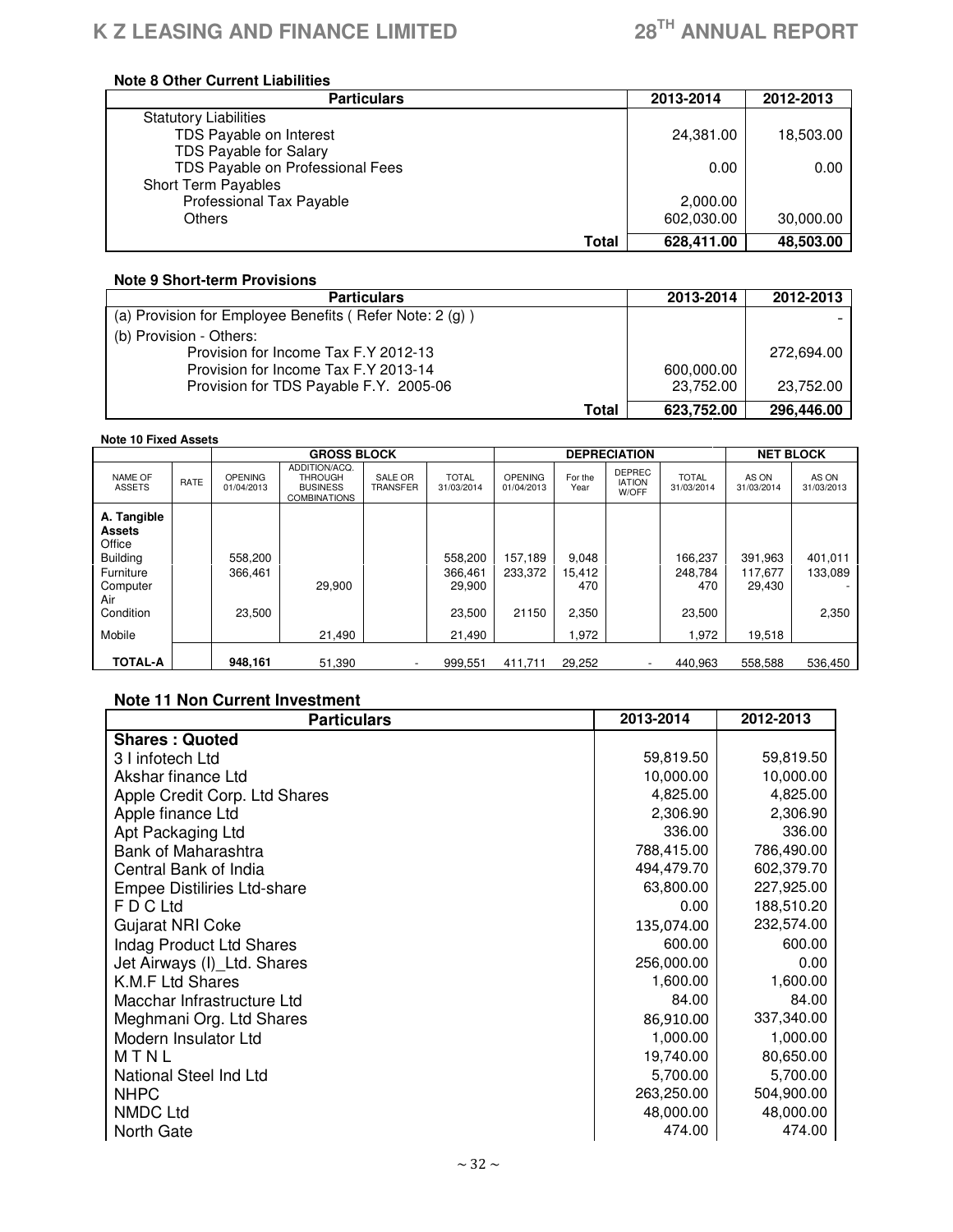#### Note 8 Other Current Liabilities

| Particulars | 2013-2014 | 2012-2013 |
|---|---|---|
| Statutory Liabilities | | |
| TDS Payable on Interest | 24,381.00 | 18,503.00 |
| TDS Payable for Salary | | |
| TDS Payable on Professional Fees | 0.00 | 0.00 |
| Short Term Payables | | |
| Professional Tax Payable | 2,000.00 | |
| Others | 602,030.00 | 30,000.00 |
| **Total** | **628,411.00** | **48,503.00** |

#### Note 9 Short-term Provisions

| Particulars | 2013-2014 | 2012-2013 |
|---|---|---|
| (a) Provision for Employee Benefits ( Refer Note: 2 (g) ) | | - |
| (b) Provision - Others: | | |
| Provision for Income Tax F.Y 2012-13 | | 272,694.00 |
| Provision for Income Tax F.Y 2013-14 | 600,000.00 | |
| Provision for TDS Payable F.Y. 2005-06 | 23,752.00 | 23,752.00 |
| **Total** | **623,752.00** | **296,446.00** |

#### Note 10 Fixed Assets

| | | GROSS BLOCK | | | | DEPRECIATION | | | | NET BLOCK | |
|---|---|---|---|---|---|---|---|---|---|---|---|
| NAME OF ASSETS | RATE | OPENING 01/04/2013 | ADDITION/ACQ. THROUGH BUSINESS COMBINATIONS | SALE OR TRANSFER | TOTAL 31/03/2014 | OPENING 01/04/2013 | For the Year | DEPRECIATION W/OFF | TOTAL 31/03/2014 | AS ON 31/03/2014 | AS ON 31/03/2013 |
| **A. Tangible Assets** | | | | | | | | | | | |
| Office Building | | 558,200 | | | 558,200 | 157,189 | 9,048 | | 166,237 | 391,963 | 401,011 |
| Furniture | | 366,461 | | | 366,461 | 233,372 | 15,412 | | 248,784 | 117,677 | 133,089 |
| Computer | | | 29,900 | | 29,900 | | 470 | | 470 | 29,430 | - |
| Air Condition | | 23,500 | | | 23,500 | 21150 | 2,350 | | 23,500 | | 2,350 |
| Mobile | | | 21,490 | | 21,490 | | 1,972 | | 1,972 | 19,518 | |
| **TOTAL-A** | | **948,161** | 51,390 | - | 999,551 | 411,711 | 29,252 | - | 440,963 | 558,588 | 536,450 |

#### Note 11 Non Current Investment

| Particulars | 2013-2014 | 2012-2013 |
|---|---|---|
| **Shares : Quoted** | | |
| 3 I infotech Ltd | 59,819.50 | 59,819.50 |
| Akshar finance Ltd | 10,000.00 | 10,000.00 |
| Apple Credit Corp. Ltd Shares | 4,825.00 | 4,825.00 |
| Apple finance Ltd | 2,306.90 | 2,306.90 |
| Apt Packaging Ltd | 336.00 | 336.00 |
| Bank of Maharashtra | 788,415.00 | 786,490.00 |
| Central Bank of India | 494,479.70 | 602,379.70 |
| Empee Distiliries Ltd-share | 63,800.00 | 227,925.00 |
| F D C Ltd | 0.00 | 188,510.20 |
| Gujarat NRI Coke | 135,074.00 | 232,574.00 |
| Indag Product Ltd Shares | 600.00 | 600.00 |
| Jet Airways (I)_Ltd. Shares | 256,000.00 | 0.00 |
| K.M.F Ltd Shares | 1,600.00 | 1,600.00 |
| Macchar Infrastructure Ltd | 84.00 | 84.00 |
| Meghmani Org. Ltd Shares | 86,910.00 | 337,340.00 |
| Modern Insulator Ltd | 1,000.00 | 1,000.00 |
| M T N L | 19,740.00 | 80,650.00 |
| National Steel Ind Ltd | 5,700.00 | 5,700.00 |
| NHPC | 263,250.00 | 504,900.00 |
| NMDC Ltd | 48,000.00 | 48,000.00 |
| North Gate | 474.00 | 474.00 |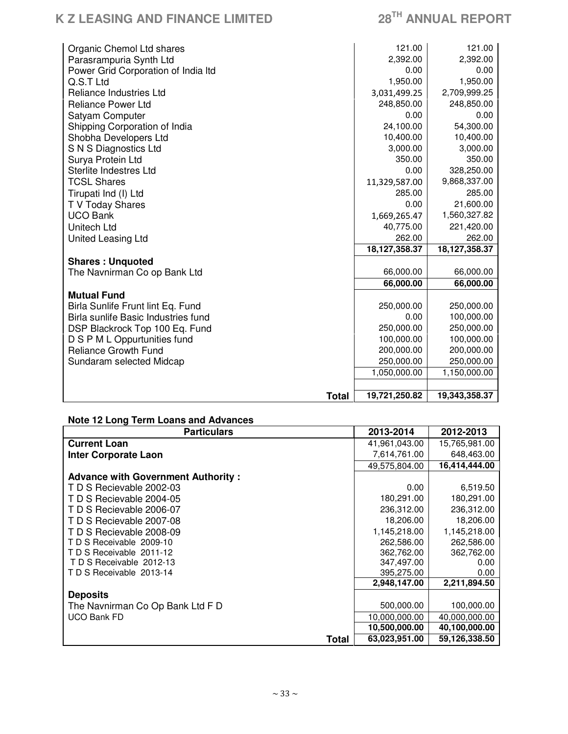| | | |
|---|---|---|
| Organic Chemol Ltd shares | 121.00 | 121.00 |
| Parasrampuria Synth Ltd | 2,392.00 | 2,392.00 |
| Power Grid Corporation of India ltd | 0.00 | 0.00 |
| Q.S.T Ltd | 1,950.00 | 1,950.00 |
| Reliance Industries Ltd | 3,031,499.25 | 2,709,999.25 |
| Reliance Power Ltd | 248,850.00 | 248,850.00 |
| Satyam Computer | 0.00 | 0.00 |
| Shipping Corporation of India | 24,100.00 | 54,300.00 |
| Shobha Developers Ltd | 10,400.00 | 10,400.00 |
| S N S Diagnostics Ltd | 3,000.00 | 3,000.00 |
| Surya Protein Ltd | 350.00 | 350.00 |
| Sterlite Indestres Ltd | 0.00 | 328,250.00 |
| TCSL Shares | 11,329,587.00 | 9,868,337.00 |
| Tirupati Ind (I) Ltd | 285.00 | 285.00 |
| T V Today Shares | 0.00 | 21,600.00 |
| UCO Bank | 1,669,265.47 | 1,560,327.82 |
| Unitech Ltd | 40,775.00 | 221,420.00 |
| United Leasing Ltd | 262.00 | 262.00 |
| | **18,127,358.37** | **18,127,358.37** |
| **Shares : Unquoted** | | |
| The Navnirman Co op Bank Ltd | 66,000.00 | 66,000.00 |
| | **66,000.00** | **66,000.00** |
| **Mutual Fund** | | |
| Birla Sunlife Frunt lint Eq. Fund | 250,000.00 | 250,000.00 |
| Birla sunlife Basic Industries fund | 0.00 | 100,000.00 |
| DSP Blackrock Top 100 Eq. Fund | 250,000.00 | 250,000.00 |
| D S P M L Oppurtunities fund | 100,000.00 | 100,000.00 |
| Reliance Growth Fund | 200,000.00 | 200,000.00 |
| Sundaram selected Midcap | 250,000.00 | 250,000.00 |
| | 1,050,000.00 | 1,150,000.00 |
| | | |
| **Total** | **19,721,250.82** | **19,343,358.37** |

**Note 12 Long Term Loans and Advances**

| Particulars | 2013-2014 | 2012-2013 |
|---|---|---|
| **Current Loan** | 41,961,043.00 | 15,765,981.00 |
| **Inter Corporate Laon** | 7,614,761.00 | 648,463.00 |
| | 49,575,804.00 | **16,414,444.00** |
| **Advance with Government Authority :** | | |
| T D S Recievable 2002-03 | 0.00 | 6,519.50 |
| T D S Recievable 2004-05 | 180,291.00 | 180,291.00 |
| T D S Recievable 2006-07 | 236,312.00 | 236,312.00 |
| T D S Recievable 2007-08 | 18,206.00 | 18,206.00 |
| T D S Recievable 2008-09 | 1,145,218.00 | 1,145,218.00 |
| T D S Receivable 2009-10 | 262,586.00 | 262,586.00 |
| T D S Receivable 2011-12 | 362,762.00 | 362,762.00 |
| T D S Receivable 2012-13 | 347,497.00 | 0.00 |
| T D S Receivable 2013-14 | 395,275.00 | 0.00 |
| | **2,948,147.00** | **2,211,894.50** |
| **Deposits** | | |
| The Navnirman Co Op Bank Ltd F D | 500,000.00 | 100,000.00 |
| UCO Bank FD | 10,000,000.00 | 40,000,000.00 |
| | **10,500,000.00** | **40,100,000.00** |
| **Total** | **63,023,951.00** | **59,126,338.50** |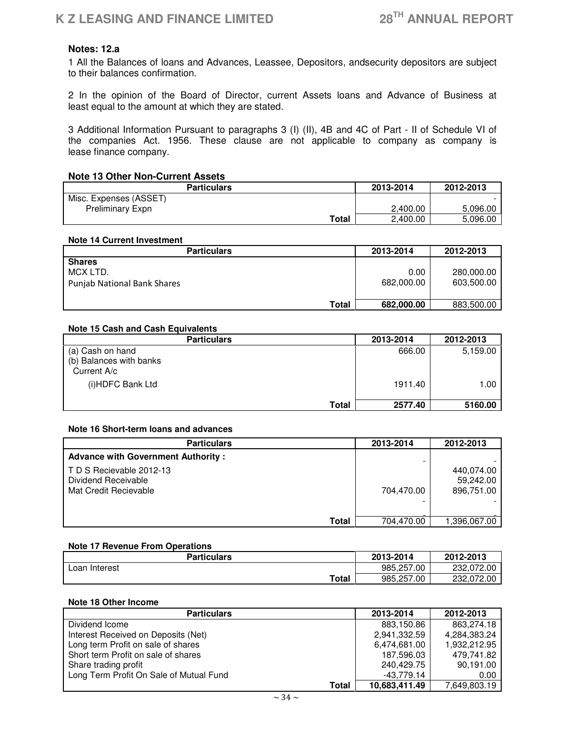**Notes: 12.a**

1 All the Balances of loans and Advances, Leassee, Depositors, andsecurity depositors are subject to their balances confirmation.

2 In the opinion of the Board of Director, current Assets loans and Advance of Business at least equal to the amount at which they are stated.

3 Additional Information Pursuant to paragraphs 3 (I) (II), 4B and 4C of Part - II of Schedule VI of the companies Act. 1956. These clause are not applicable to company as company is lease finance company.

**Note 13 Other Non-Current Assets**

| Particulars | 2013-2014 | 2012-2013 |
|---|---|---|
| Misc. Expenses (ASSET) | | - |
| Preliminary Expn | 2,400.00 | 5,096.00 |
| **Total** | 2,400.00 | 5,096.00 |

**Note 14 Current Investment**

| Particulars | 2013-2014 | 2012-2013 |
|---|---|---|
| **Shares** | | |
| MCX LTD. | 0.00 | 280,000.00 |
| Punjab National Bank Shares | 682,000.00 | 603,500.00 |
| **Total** | **682,000.00** | 883,500.00 |

**Note 15 Cash and Cash Equivalents**

| Particulars | 2013-2014 | 2012-2013 |
|---|---|---|
| (a) Cash on hand | 666.00 | 5,159.00 |
| (b) Balances with banks | | |
| Current A/c | | |
| (i)HDFC Bank Ltd | 1911.40 | 1.00 |
| **Total** | **2577.40** | **5160.00** |

**Note 16 Short-term loans and advances**

| Particulars | 2013-2014 | 2012-2013 |
|---|---|---|
| **Advance with Government Authority :** | - | - |
| T D S Recievable 2012-13 | | 440,074.00 |
| Dividend Receivable | | 59,242.00 |
| Mat Credit Recievable | 704,470.00 | 896,751.00 |
| | - | - |
| **Total** | 704,470.00 | 1,396,067.00 |

**Note 17 Revenue From Operations**

| Particulars | 2013-2014 | 2012-2013 |
|---|---|---|
| Loan Interest | 985,257.00 | 232,072.00 |
| **Total** | 985,257.00 | 232,072.00 |

**Note 18 Other Income**

| Particulars | 2013-2014 | 2012-2013 |
|---|---|---|
| Dividend Icome | 883,150.86 | 863,274.18 |
| Interest Received on Deposits (Net) | 2,941,332.59 | 4,284,383.24 |
| Long term Profit on sale of shares | 6,474,681.00 | 1,932,212.95 |
| Short term Profit on sale of shares | 187,596.03 | 479,741.82 |
| Share trading profit | 240,429.75 | 90,191.00 |
| Long Term Profit On Sale of Mutual Fund | -43,779.14 | 0.00 |
| **Total** | **10,683,411.49** | 7,649,803.19 |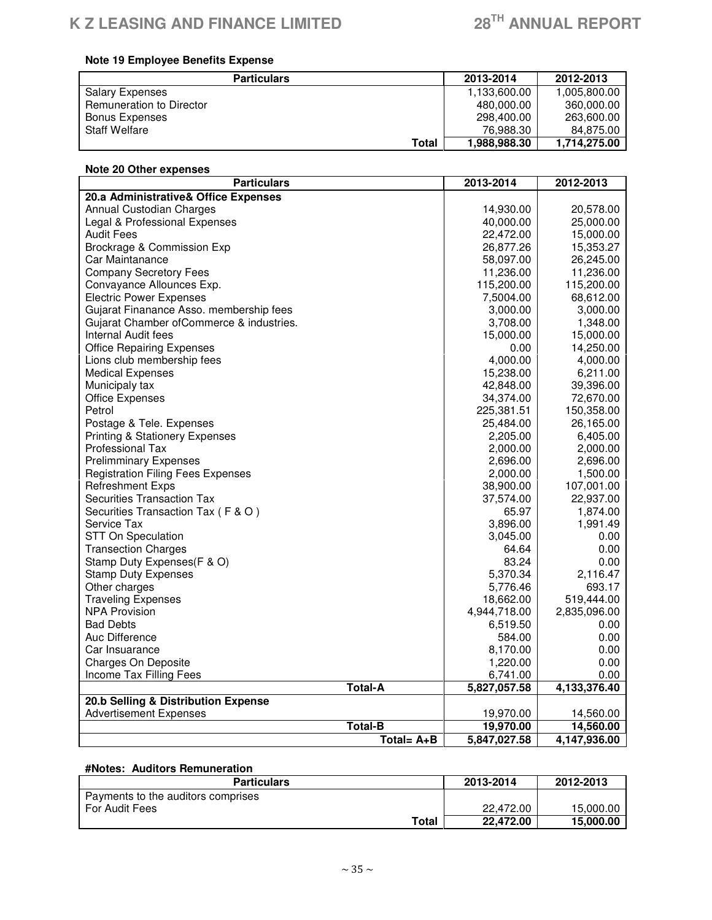**Note 19 Employee Benefits Expense**

| Particulars | 2013-2014 | 2012-2013 |
|---|---|---|
| Salary Expenses | 1,133,600.00 | 1,005,800.00 |
| Remuneration to Director | 480,000.00 | 360,000.00 |
| Bonus Expenses | 298,400.00 | 263,600.00 |
| Staff Welfare | 76,988.30 | 84,875.00 |
| **Total** | **1,988,988.30** | **1,714,275.00** |

**Note 20 Other expenses**

| Particulars | 2013-2014 | 2012-2013 |
|---|---|---|
| **20.a Administrative& Office Expenses** | | |
| Annual Custodian Charges | 14,930.00 | 20,578.00 |
| Legal & Professional Expenses | 40,000.00 | 25,000.00 |
| Audit Fees | 22,472.00 | 15,000.00 |
| Brockrage & Commission Exp | 26,877.26 | 15,353.27 |
| Car Maintanance | 58,097.00 | 26,245.00 |
| Company Secretory Fees | 11,236.00 | 11,236.00 |
| Convayance Allounces Exp. | 115,200.00 | 115,200.00 |
| Electric Power Expenses | 7,5004.00 | 68,612.00 |
| Gujarat Finanance Asso. membership fees | 3,000.00 | 3,000.00 |
| Gujarat Chamber ofCommerce & industries. | 3,708.00 | 1,348.00 |
| Internal Audit fees | 15,000.00 | 15,000.00 |
| Office Repairing Expenses | 0.00 | 14,250.00 |
| Lions club membership fees | 4,000.00 | 4,000.00 |
| Medical Expenses | 15,238.00 | 6,211.00 |
| Municipaly tax | 42,848.00 | 39,396.00 |
| Office Expenses | 34,374.00 | 72,670.00 |
| Petrol | 225,381.51 | 150,358.00 |
| Postage & Tele. Expenses | 25,484.00 | 26,165.00 |
| Printing & Stationery Expenses | 2,205.00 | 6,405.00 |
| Professional Tax | 2,000.00 | 2,000.00 |
| Prelimminary Expenses | 2,696.00 | 2,696.00 |
| Registration Filing Fees Expenses | 2,000.00 | 1,500.00 |
| Refreshment Exps | 38,900.00 | 107,001.00 |
| Securities Transaction Tax | 37,574.00 | 22,937.00 |
| Securities Transaction Tax ( F & O ) | 65.97 | 1,874.00 |
| Service Tax | 3,896.00 | 1,991.49 |
| STT On Speculation | 3,045.00 | 0.00 |
| Transection Charges | 64.64 | 0.00 |
| Stamp Duty Expenses(F & O) | 83.24 | 0.00 |
| Stamp Duty Expenses | 5,370.34 | 2,116.47 |
| Other charges | 5,776.46 | 693.17 |
| Traveling Expenses | 18,662.00 | 519,444.00 |
| NPA Provision | 4,944,718.00 | 2,835,096.00 |
| Bad Debts | 6,519.50 | 0.00 |
| Auc Difference | 584.00 | 0.00 |
| Car Insuarance | 8,170.00 | 0.00 |
| Charges On Deposite | 1,220.00 | 0.00 |
| Income Tax Filling Fees | 6,741.00 | 0.00 |
| **Total-A** | **5,827,057.58** | **4,133,376.40** |
| **20.b Selling & Distribution Expense** | | |
| Advertisement Expenses | 19,970.00 | 14,560.00 |
| **Total-B** | **19,970.00** | **14,560.00** |
| **Total= A+B** | **5,847,027.58** | **4,147,936.00** |

**#Notes: Auditors Remuneration**

| Particulars | 2013-2014 | 2012-2013 |
|---|---|---|
| Payments to the auditors comprises | | |
| For Audit Fees | 22,472.00 | 15,000.00 |
| **Total** | **22,472.00** | **15,000.00** |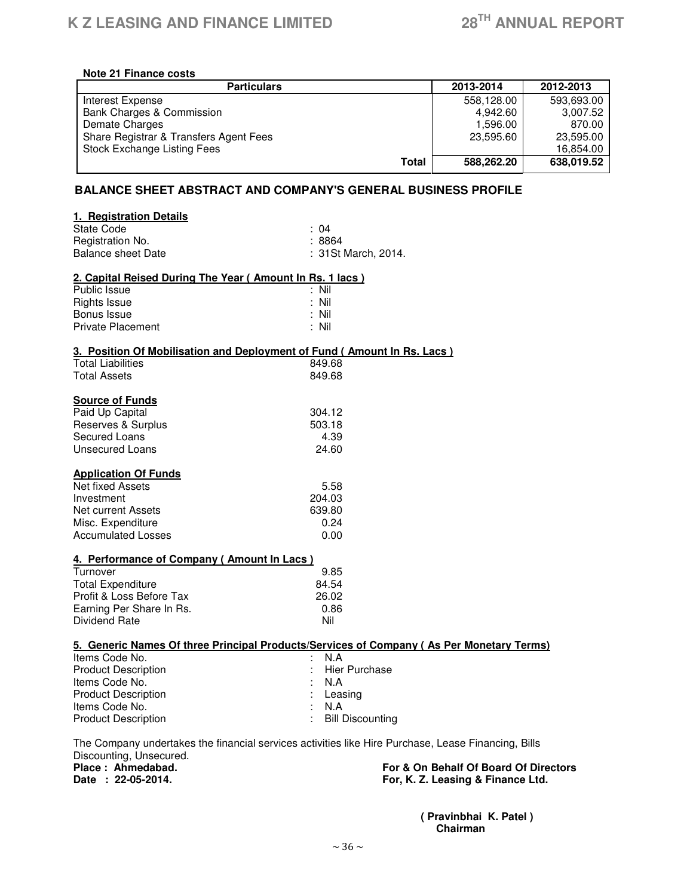**Note 21 Finance costs**

| Particulars | 2013-2014 | 2012-2013 |
|---|---|---|
| Interest Expense | 558,128.00 | 593,693.00 |
| Bank Charges & Commission | 4,942.60 | 3,007.52 |
| Demate Charges | 1,596.00 | 870.00 |
| Share Registrar & Transfers Agent Fees | 23,595.60 | 23,595.00 |
| Stock Exchange Listing Fees | | 16,854.00 |
| **Total** | **588,262.20** | **638,019.52** |

## BALANCE SHEET ABSTRACT AND COMPANY'S GENERAL BUSINESS PROFILE

**1. Registration Details**

State Code : 04
Registration No. : 8864
Balance sheet Date : 31St March, 2014.

**2. Capital Reised During The Year ( Amount In Rs. 1 lacs )**

Public Issue : Nil
Rights Issue : Nil
Bonus Issue : Nil
Private Placement : Nil

**3. Position Of Mobilisation and Deployment of Fund ( Amount In Rs. Lacs )**

Total Liabilities 849.68
Total Assets 849.68

**Source of Funds**

Paid Up Capital 304.12
Reserves & Surplus 503.18
Secured Loans 4.39
Unsecured Loans 24.60

**Application Of Funds**

Net fixed Assets 5.58
Investment 204.03
Net current Assets 639.80
Misc. Expenditure 0.24
Accumulated Losses 0.00

**4. Performance of Company ( Amount In Lacs )**

Turnover 9.85
Total Expenditure 84.54
Profit & Loss Before Tax 26.02
Earning Per Share In Rs. 0.86
Dividend Rate Nil

**5. Generic Names Of three Principal Products/Services of Company ( As Per Monetary Terms)**

Items Code No. : N.A
Product Description : Hier Purchase
Items Code No. : N.A
Product Description : Leasing
Items Code No. : N.A
Product Description : Bill Discounting

The Company undertakes the financial services activities like Hire Purchase, Lease Financing, Bills Discounting, Unsecured.

**Place : Ahmedabad.**
**Date : 22-05-2014.**

**For & On Behalf Of Board Of Directors**
**For, K. Z. Leasing & Finance Ltd.**

**( Pravinbhai K. Patel )**
**Chairman**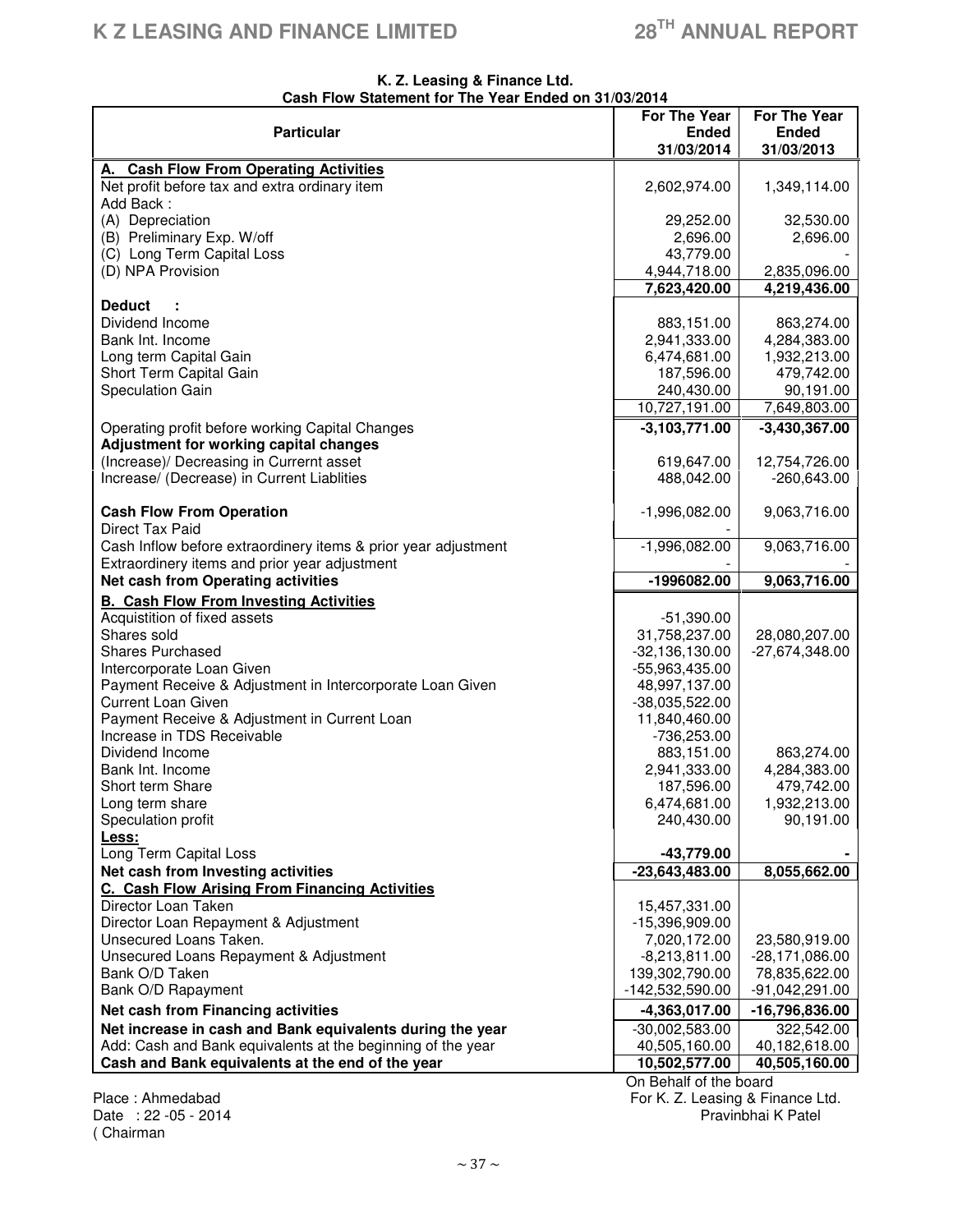**K. Z. Leasing & Finance Ltd.**
**Cash Flow Statement for The Year Ended on 31/03/2014**

| Particular | For The Year Ended 31/03/2014 | For The Year Ended 31/03/2013 |
|---|---|---|
| **A. Cash Flow From Operating Activities** | | |
| Net profit before tax and extra ordinary item | 2,602,974.00 | 1,349,114.00 |
| Add Back : | | |
| (A) Depreciation | 29,252.00 | 32,530.00 |
| (B) Preliminary Exp. W/off | 2,696.00 | 2,696.00 |
| (C) Long Term Capital Loss | 43,779.00 | - |
| (D) NPA Provision | 4,944,718.00 | 2,835,096.00 |
| | **7,623,420.00** | **4,219,436.00** |
| **Deduct :** | | |
| Dividend Income | 883,151.00 | 863,274.00 |
| Bank Int. Income | 2,941,333.00 | 4,284,383.00 |
| Long term Capital Gain | 6,474,681.00 | 1,932,213.00 |
| Short Term Capital Gain | 187,596.00 | 479,742.00 |
| Speculation Gain | 240,430.00 | 90,191.00 |
| | 10,727,191.00 | 7,649,803.00 |
| Operating profit before working Capital Changes | **-3,103,771.00** | **-3,430,367.00** |
| **Adjustment for working capital changes** | | |
| (Increase)/ Decreasing in Currernt asset | 619,647.00 | 12,754,726.00 |
| Increase/ (Decrease) in Current Liablities | 488,042.00 | -260,643.00 |
| **Cash Flow From Operation** | -1,996,082.00 | 9,063,716.00 |
| Direct Tax Paid | - | |
| Cash Inflow before extraordinery items & prior year adjustment | -1,996,082.00 | 9,063,716.00 |
| Extraordinery items and prior year adjustment | - | - |
| **Net cash from Operating activities** | **-1996082.00** | **9,063,716.00** |
| **B. Cash Flow From Investing Activities** | | |
| Acquistition of fixed assets | -51,390.00 | |
| Shares sold | 31,758,237.00 | 28,080,207.00 |
| Shares Purchased | -32,136,130.00 | -27,674,348.00 |
| Intercorporate Loan Given | -55,963,435.00 | |
| Payment Receive & Adjustment in Intercorporate Loan Given | 48,997,137.00 | |
| Current Loan Given | -38,035,522.00 | |
| Payment Receive & Adjustment in Current Loan | 11,840,460.00 | |
| Increase in TDS Receivable | -736,253.00 | |
| Dividend Income | 883,151.00 | 863,274.00 |
| Bank Int. Income | 2,941,333.00 | 4,284,383.00 |
| Short term Share | 187,596.00 | 479,742.00 |
| Long term share | 6,474,681.00 | 1,932,213.00 |
| Speculation profit | 240,430.00 | 90,191.00 |
| **Less:** | | |
| Long Term Capital Loss | **-43,779.00** | **-** |
| **Net cash from Investing activities** | **-23,643,483.00** | **8,055,662.00** |
| **C. Cash Flow Arising From Financing Activities** | | |
| Director Loan Taken | 15,457,331.00 | |
| Director Loan Repayment & Adjustment | -15,396,909.00 | |
| Unsecured Loans Taken. | 7,020,172.00 | 23,580,919.00 |
| Unsecured Loans Repayment & Adjustment | -8,213,811.00 | -28,171,086.00 |
| Bank O/D Taken | 139,302,790.00 | 78,835,622.00 |
| Bank O/D Rapayment | -142,532,590.00 | -91,042,291.00 |
| **Net cash from Financing activities** | **-4,363,017.00** | **-16,796,836.00** |
| **Net increase in cash and Bank equivalents during the year** | -30,002,583.00 | 322,542.00 |
| Add: Cash and Bank equivalents at the beginning of the year | 40,505,160.00 | 40,182,618.00 |
| **Cash and Bank equivalents at the end of the year** | **10,502,577.00** | **40,505,160.00** |

On Behalf of the board
For K. Z. Leasing & Finance Ltd.
Pravinbhai K Patel
( Chairman

Place : Ahmedabad
Date : 22 -05 - 2014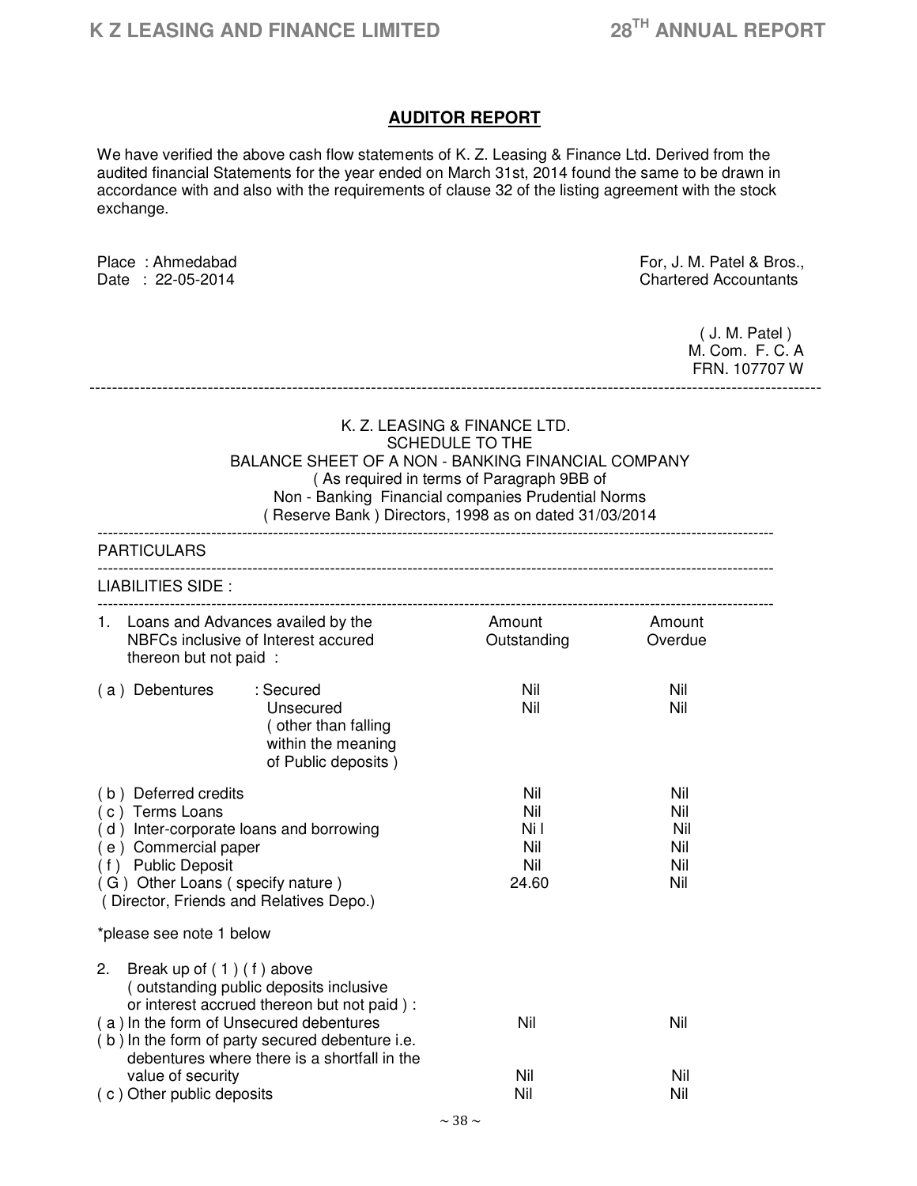## AUDITOR REPORT

We have verified the above cash flow statements of K. Z. Leasing & Finance Ltd. Derived from the audited financial Statements for the year ended on March 31st, 2014 found the same to be drawn in accordance with and also with the requirements of clause 32 of the listing agreement with the stock exchange.

Place : Ahmedabad
Date : 22-05-2014

For, J. M. Patel & Bros.,
Chartered Accountants

( J. M. Patel )
M. Com. F. C. A
FRN. 107707 W

---

K. Z. LEASING & FINANCE LTD.
SCHEDULE TO THE
BALANCE SHEET OF A NON - BANKING FINANCIAL COMPANY
( As required in terms of Paragraph 9BB of
Non - Banking Financial companies Prudential Norms
( Reserve Bank ) Directors, 1998 as on dated 31/03/2014

| PARTICULARS | | | |
|---|---|---|---|
| **LIABILITIES SIDE :** | | | |
| 1. Loans and Advances availed by the NBFCs inclusive of Interest accured thereon but not paid : | | Amount Outstanding | Amount Overdue |
| ( a ) Debentures | : Secured | Nil | Nil |
| | Unsecured ( other than falling within the meaning of Public deposits ) | Nil | Nil |
| ( b ) Deferred credits | | Nil | Nil |
| ( c ) Terms Loans | | Nil | Nil |
| ( d ) Inter-corporate loans and borrowing | | Ni l | Nil |
| ( e ) Commercial paper | | Nil | Nil |
| ( f ) Public Deposit | | Nil | Nil |
| ( G ) Other Loans ( specify nature ) ( Director, Friends and Relatives Depo.) | | 24.60 | Nil |

*please see note 1 below

| | | |
|---|---|---|
| 2. Break up of ( 1 ) ( f ) above ( outstanding public deposits inclusive or interest accrued thereon but not paid ) : | | |
| ( a ) In the form of Unsecured debentures | Nil | Nil |
| ( b ) In the form of party secured debenture i.e. debentures where there is a shortfall in the value of security | Nil | Nil |
| ( c ) Other public deposits | Nil | Nil |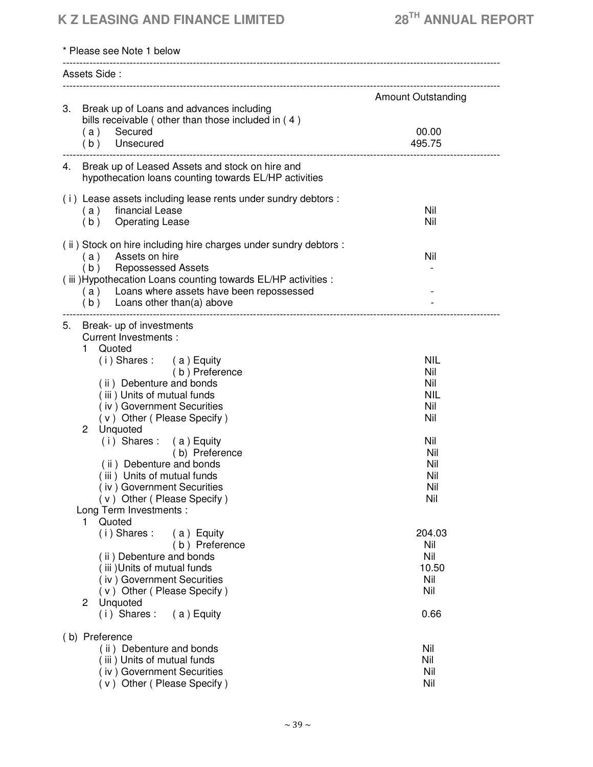\* Please see Note 1 below

Assets Side :

| | Amount Outstanding |
|---|---|
| 3. Break up of Loans and advances including bills receivable ( other than those included in ( 4 ) | |
| ( a ) Secured | 00.00 |
| ( b ) Unsecured | 495.75 |
| 4. Break up of Leased Assets and stock on hire and hypothecation loans counting towards EL/HP activities | |
| ( i ) Lease assets including lease rents under sundry debtors : | |
| ( a ) financial Lease | Nil |
| ( b ) Operating Lease | Nil |
| ( ii ) Stock on hire including hire charges under sundry debtors : | |
| ( a ) Assets on hire | Nil |
| ( b ) Repossessed Assets | - |
| ( iii ) Hypothecation Loans counting towards EL/HP activities : | |
| ( a ) Loans where assets have been repossessed | - |
| ( b ) Loans other than(a) above | - |
| 5. Break- up of investments | |
| Current Investments : | |
| 1 Quoted | |
| ( i ) Shares : ( a ) Equity | NIL |
| ( b ) Preference | Nil |
| ( ii ) Debenture and bonds | Nil |
| ( iii ) Units of mutual funds | NIL |
| ( iv ) Government Securities | Nil |
| ( v ) Other ( Please Specify ) | Nil |
| 2 Unquoted | |
| ( i ) Shares : ( a ) Equity | Nil |
| ( b) Preference | Nil |
| ( ii ) Debenture and bonds | Nil |
| ( iii ) Units of mutual funds | Nil |
| ( iv ) Government Securities | Nil |
| ( v ) Other ( Please Specify ) | Nil |
| Long Term Investments : | |
| 1 Quoted | |
| ( i ) Shares : ( a ) Equity | 204.03 |
| ( b ) Preference | Nil |
| ( ii ) Debenture and bonds | Nil |
| ( iii ) Units of mutual funds | 10.50 |
| ( iv ) Government Securities | Nil |
| ( v ) Other ( Please Specify ) | Nil |
| 2 Unquoted | |
| ( i ) Shares : ( a ) Equity | 0.66 |
| ( b) Preference | |
| ( ii ) Debenture and bonds | Nil |
| ( iii ) Units of mutual funds | Nil |
| ( iv ) Government Securities | Nil |
| ( v ) Other ( Please Specify ) | Nil |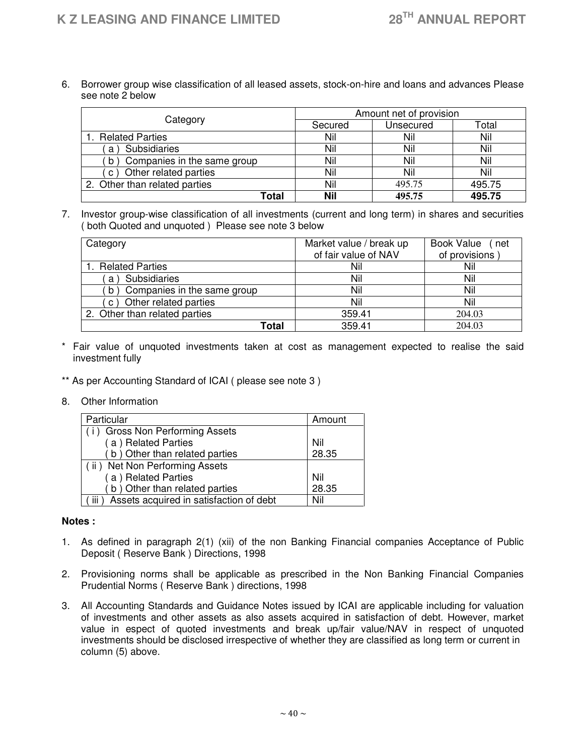6. Borrower group wise classification of all leased assets, stock-on-hire and loans and advances Please see note 2 below

| Category | Amount net of provision | | |
|---|---|---|---|
| | Secured | Unsecured | Total |
| 1. Related Parties | Nil | Nil | Nil |
| ( a ) Subsidiaries | Nil | Nil | Nil |
| ( b ) Companies in the same group | Nil | Nil | Nil |
| ( c ) Other related parties | Nil | Nil | Nil |
| 2. Other than related parties | Nil | 495.75 | 495.75 |
| **Total** | **Nil** | **495.75** | **495.75** |

7. Investor group-wise classification of all investments (current and long term) in shares and securities ( both Quoted and unquoted ) Please see note 3 below

| Category | Market value / break up of fair value of NAV | Book Value ( net of provisions ) |
|---|---|---|
| 1. Related Parties | Nil | Nil |
| ( a ) Subsidiaries | Nil | Nil |
| ( b ) Companies in the same group | Nil | Nil |
| ( c ) Other related parties | Nil | Nil |
| 2. Other than related parties | 359.41 | 204.03 |
| **Total** | 359.41 | 204.03 |

* Fair value of unquoted investments taken at cost as management expected to realise the said investment fully

** As per Accounting Standard of ICAI ( please see note 3 )

8. Other Information

| Particular | Amount |
|---|---|
| ( i ) Gross Non Performing Assets | |
| ( a ) Related Parties | Nil |
| ( b ) Other than related parties | 28.35 |
| ( ii ) Net Non Performing Assets | |
| ( a ) Related Parties | Nil |
| ( b ) Other than related parties | 28.35 |
| ( iii ) Assets acquired in satisfaction of debt | Nil |

**Notes :**

1. As defined in paragraph 2(1) (xii) of the non Banking Financial companies Acceptance of Public Deposit ( Reserve Bank ) Directions, 1998
2. Provisioning norms shall be applicable as prescribed in the Non Banking Financial Companies Prudential Norms ( Reserve Bank ) directions, 1998
3. All Accounting Standards and Guidance Notes issued by ICAI are applicable including for valuation of investments and other assets as also assets acquired in satisfaction of debt. However, market value in espect of quoted investments and break up/fair value/NAV in respect of unquoted investments should be disclosed irrespective of whether they are classified as long term or current in column (5) above.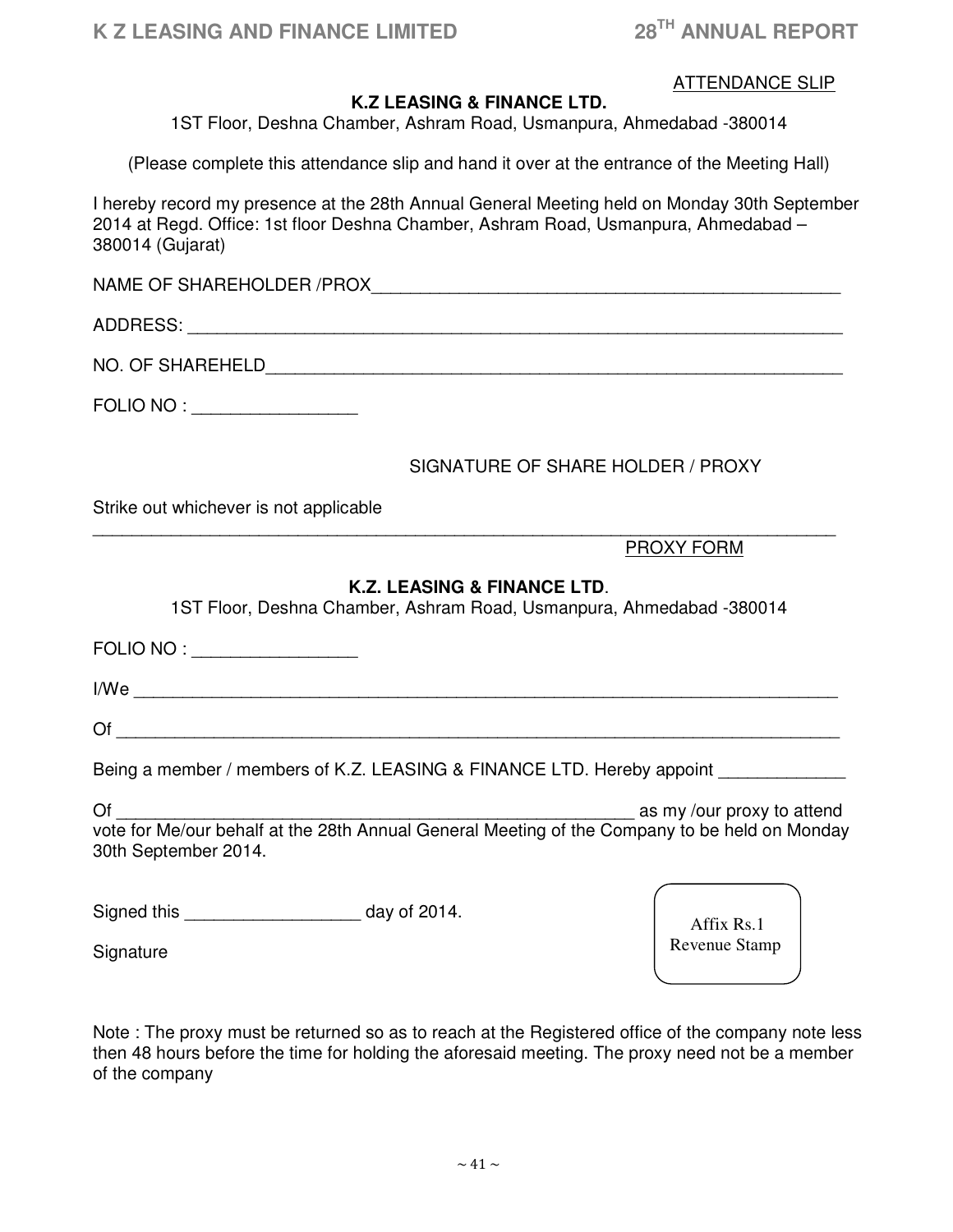ATTENDANCE SLIP

**K.Z LEASING & FINANCE LTD.**

1ST Floor, Deshna Chamber, Ashram Road, Usmanpura, Ahmedabad -380014

(Please complete this attendance slip and hand it over at the entrance of the Meeting Hall)

I hereby record my presence at the 28th Annual General Meeting held on Monday 30th September 2014 at Regd. Office: 1st floor Deshna Chamber, Ashram Road, Usmanpura, Ahmedabad – 380014 (Gujarat)

NAME OF SHAREHOLDER /PROX__________________________________________________

ADDRESS: ________________________________________________________________________

NO. OF SHAREHELD______________________________________________________________

FOLIO NO : _________________

SIGNATURE OF SHARE HOLDER / PROXY

Strike out whichever is not applicable

---

PROXY FORM

**K.Z. LEASING & FINANCE LTD**.

1ST Floor, Deshna Chamber, Ashram Road, Usmanpura, Ahmedabad -380014

FOLIO NO : _________________

I/We ____________________________________________________________________________

Of _____________________________________________________________________________

Being a member / members of K.Z. LEASING & FINANCE LTD. Hereby appoint _____________

Of _________________________________________________________ as my /our proxy to attend vote for Me/our behalf at the 28th Annual General Meeting of the Company to be held on Monday 30th September 2014.

Signed this __________________ day of 2014.

Signature

Affix Rs.1 Revenue Stamp

Note : The proxy must be returned so as to reach at the Registered office of the company note less then 48 hours before the time for holding the aforesaid meeting. The proxy need not be a member of the company